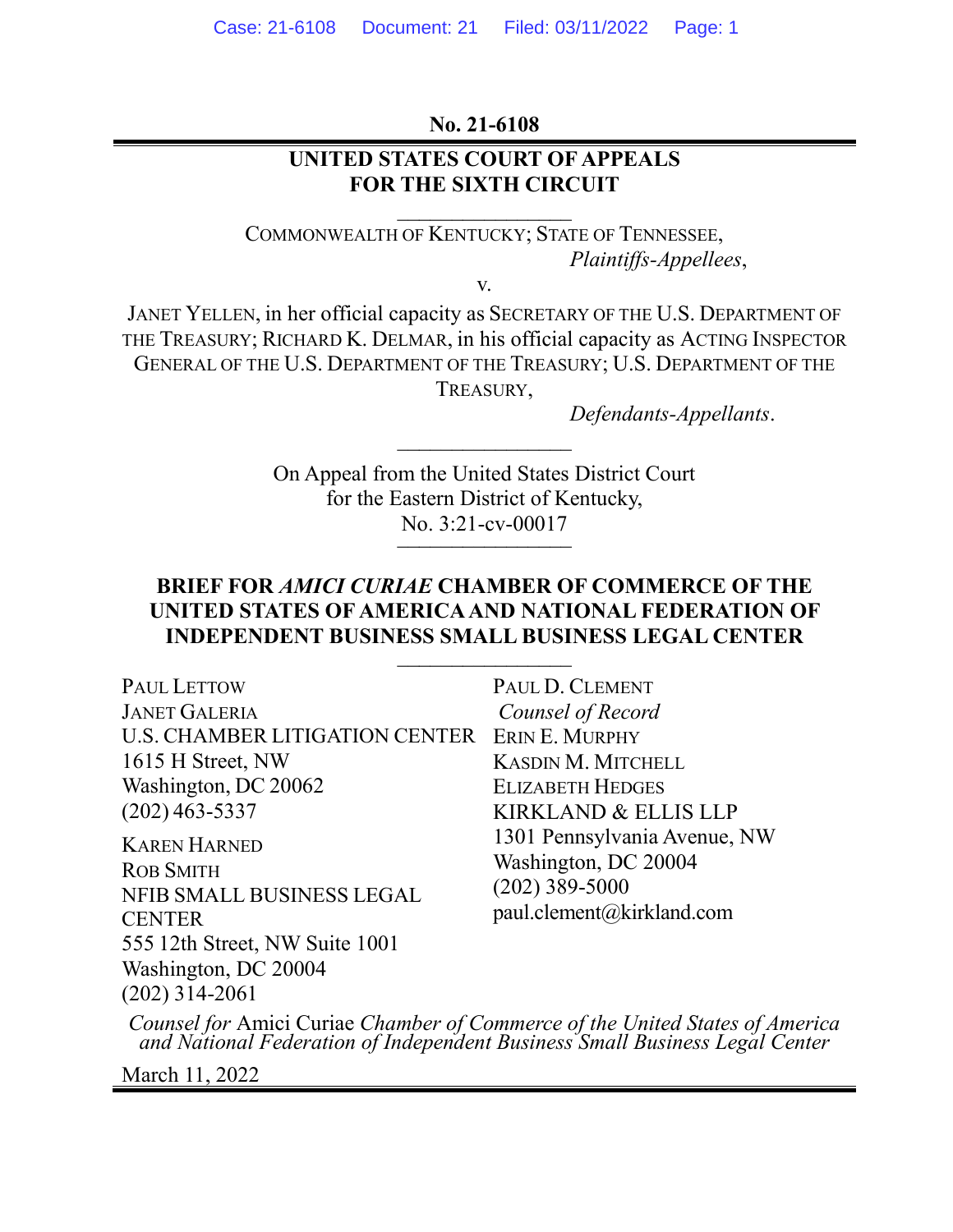**No. 21-6108**

---

**UNITED STATES COURT OF APPEALS**
**FOR THE SIXTH CIRCUIT**

---

COMMONWEALTH OF KENTUCKY; STATE OF TENNESSEE,
*Plaintiffs-Appellees*,

v.

JANET YELLEN, in her official capacity as SECRETARY OF THE U.S. DEPARTMENT OF THE TREASURY; RICHARD K. DELMAR, in his official capacity as ACTING INSPECTOR GENERAL OF THE U.S. DEPARTMENT OF THE TREASURY; U.S. DEPARTMENT OF THE TREASURY,
*Defendants-Appellants*.

---

On Appeal from the United States District Court
for the Eastern District of Kentucky,
No. 3:21-cv-00017

---

**BRIEF FOR *AMICI CURIAE* CHAMBER OF COMMERCE OF THE UNITED STATES OF AMERICA AND NATIONAL FEDERATION OF INDEPENDENT BUSINESS SMALL BUSINESS LEGAL CENTER**

---

PAUL LETTOW
JANET GALERIA
U.S. CHAMBER LITIGATION CENTER
1615 H Street, NW
Washington, DC 20062
(202) 463-5337

KAREN HARNED
ROB SMITH
NFIB SMALL BUSINESS LEGAL CENTER
555 12th Street, NW Suite 1001
Washington, DC 20004
(202) 314-2061

PAUL D. CLEMENT
*Counsel of Record*
ERIN E. MURPHY
KASDIN M. MITCHELL
ELIZABETH HEDGES
KIRKLAND & ELLIS LLP
1301 Pennsylvania Avenue, NW
Washington, DC 20004
(202) 389-5000
paul.clement@kirkland.com

*Counsel for* Amici Curiae *Chamber of Commerce of the United States of America and National Federation of Independent Business Small Business Legal Center*

March 11, 2022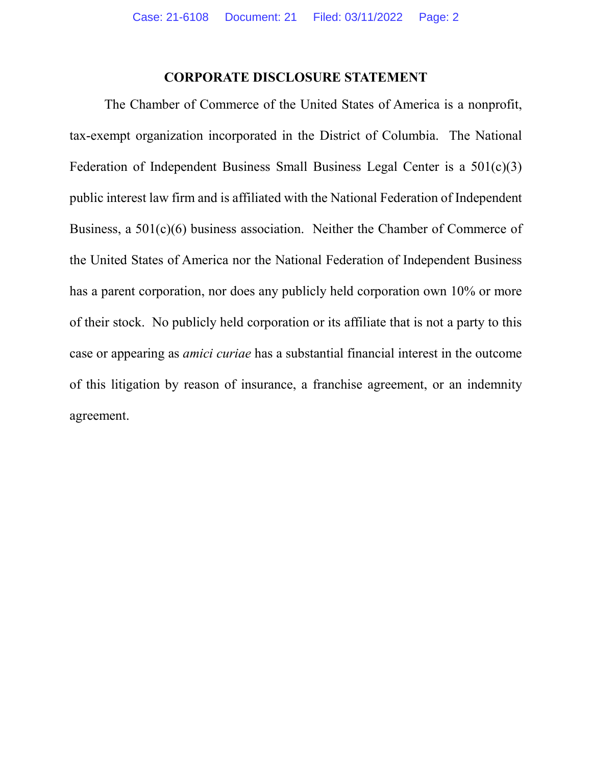## CORPORATE DISCLOSURE STATEMENT

The Chamber of Commerce of the United States of America is a nonprofit, tax-exempt organization incorporated in the District of Columbia. The National Federation of Independent Business Small Business Legal Center is a 501(c)(3) public interest law firm and is affiliated with the National Federation of Independent Business, a 501(c)(6) business association. Neither the Chamber of Commerce of the United States of America nor the National Federation of Independent Business has a parent corporation, nor does any publicly held corporation own 10% or more of their stock. No publicly held corporation or its affiliate that is not a party to this case or appearing as *amici curiae* has a substantial financial interest in the outcome of this litigation by reason of insurance, a franchise agreement, or an indemnity agreement.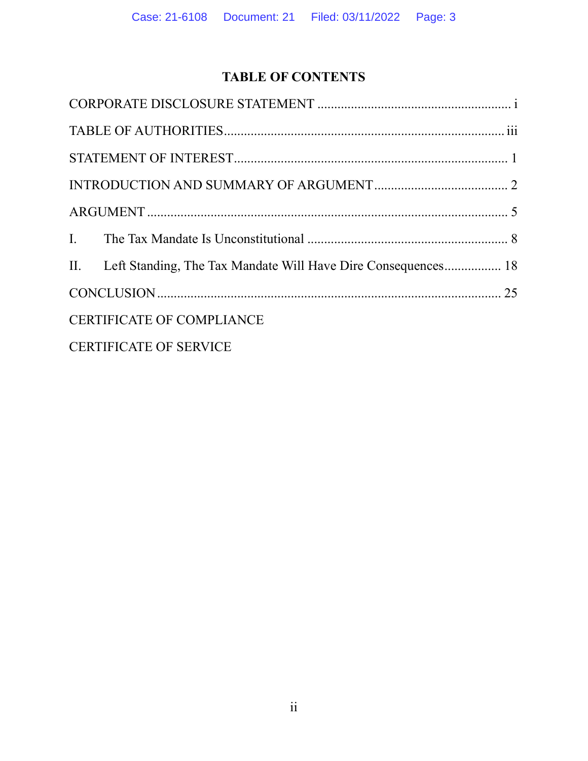## TABLE OF CONTENTS

CORPORATE DISCLOSURE STATEMENT ........................................................ i

TABLE OF AUTHORITIES.................................................................................. iii

STATEMENT OF INTEREST ............................................................................... 1

INTRODUCTION AND SUMMARY OF ARGUMENT ....................................... 2

ARGUMENT ......................................................................................................... 5

I. The Tax Mandate Is Unconstitutional ........................................................... 8

II. Left Standing, The Tax Mandate Will Have Dire Consequences................. 18

CONCLUSION .................................................................................................... 25

CERTIFICATE OF COMPLIANCE

CERTIFICATE OF SERVICE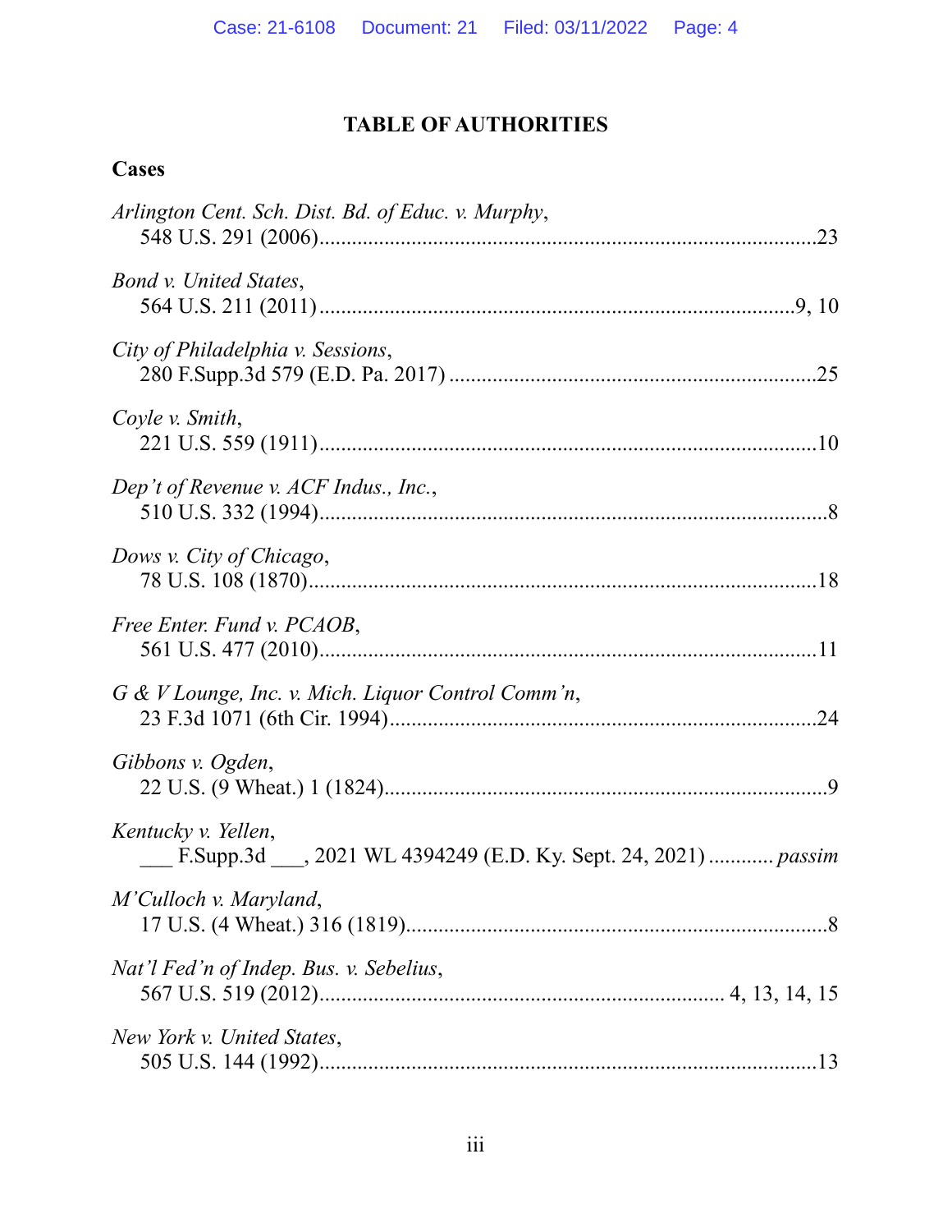# TABLE OF AUTHORITIES

## Cases

*Arlington Cent. Sch. Dist. Bd. of Educ. v. Murphy*,
548 U.S. 291 (2006)....................................................................................23

*Bond v. United States*,
564 U.S. 211 (2011)...................................................................................9, 10

*City of Philadelphia v. Sessions*,
280 F.Supp.3d 579 (E.D. Pa. 2017) ..........................................................25

*Coyle v. Smith*,
221 U.S. 559 (1911)....................................................................................10

*Dep't of Revenue v. ACF Indus., Inc.*,
510 U.S. 332 (1994)......................................................................................8

*Dows v. City of Chicago*,
78 U.S. 108 (1870)......................................................................................18

*Free Enter. Fund v. PCAOB*,
561 U.S. 477 (2010)....................................................................................11

*G & V Lounge, Inc. v. Mich. Liquor Control Comm'n*,
23 F.3d 1071 (6th Cir. 1994).......................................................................24

*Gibbons v. Ogden*,
22 U.S. (9 Wheat.) 1 (1824)..........................................................................9

*Kentucky v. Yellen*,
___ F.Supp.3d ___, 2021 WL 4394249 (E.D. Ky. Sept. 24, 2021) ............ *passim*

*M'Culloch v. Maryland*,
17 U.S. (4 Wheat.) 316 (1819)......................................................................8

*Nat'l Fed'n of Indep. Bus. v. Sebelius*,
567 U.S. 519 (2012)................................................................. 4, 13, 14, 15

*New York v. United States*,
505 U.S. 144 (1992)....................................................................................13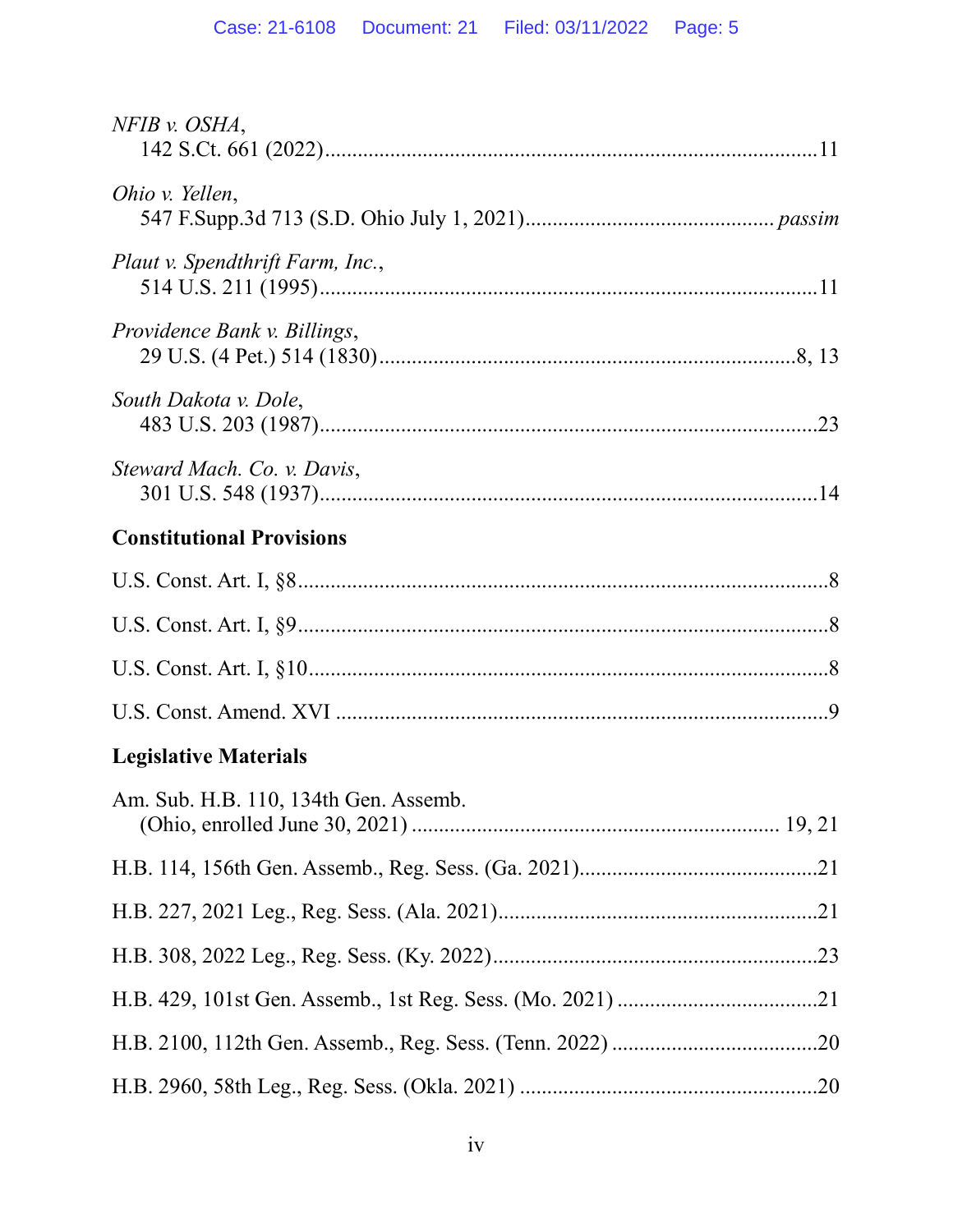*NFIB v. OSHA*,
142 S.Ct. 661 (2022)....................................................................................11

*Ohio v. Yellen*,
547 F.Supp.3d 713 (S.D. Ohio July 1, 2021)........................................... *passim*

*Plaut v. Spendthrift Farm, Inc.*,
514 U.S. 211 (1995)....................................................................................11

*Providence Bank v. Billings*,
29 U.S. (4 Pet.) 514 (1830)......................................................................8, 13

*South Dakota v. Dole*,
483 U.S. 203 (1987)....................................................................................23

*Steward Mach. Co. v. Davis*,
301 U.S. 548 (1937)....................................................................................14

**Constitutional Provisions**

U.S. Const. Art. I, §8..........................................................................................8

U.S. Const. Art. I, §9..........................................................................................8

U.S. Const. Art. I, §10........................................................................................8

U.S. Const. Amend. XVI ....................................................................................9

**Legislative Materials**

Am. Sub. H.B. 110, 134th Gen. Assemb.
(Ohio, enrolled June 30, 2021) .................................................................. 19, 21

H.B. 114, 156th Gen. Assemb., Reg. Sess. (Ga. 2021)...........................................21

H.B. 227, 2021 Leg., Reg. Sess. (Ala. 2021).........................................................21

H.B. 308, 2022 Leg., Reg. Sess. (Ky. 2022)..........................................................23

H.B. 429, 101st Gen. Assemb., 1st Reg. Sess. (Mo. 2021) ....................................21

H.B. 2100, 112th Gen. Assemb., Reg. Sess. (Tenn. 2022) .....................................20

H.B. 2960, 58th Leg., Reg. Sess. (Okla. 2021) ......................................................20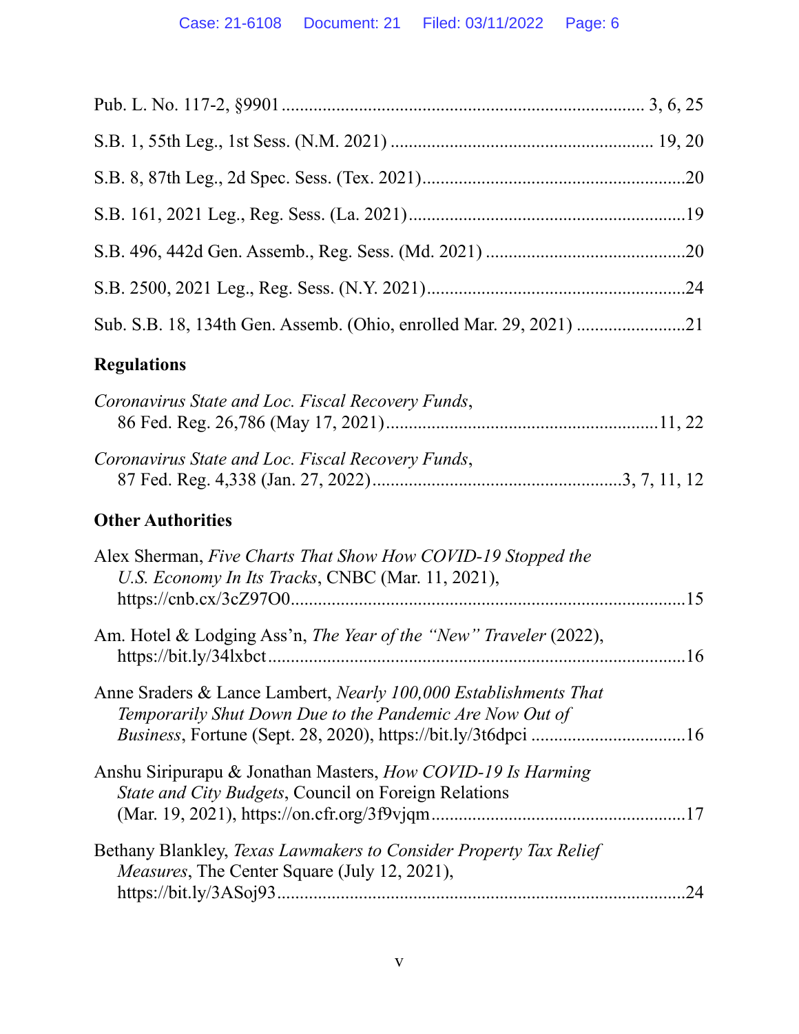Pub. L. No. 117-2, §9901 .................................................................................... 3, 6, 25

S.B. 1, 55th Leg., 1st Sess. (N.M. 2021) ......................................................... 19, 20

S.B. 8, 87th Leg., 2d Spec. Sess. (Tex. 2021)..........................................................20

S.B. 161, 2021 Leg., Reg. Sess. (La. 2021).............................................................19

S.B. 496, 442d Gen. Assemb., Reg. Sess. (Md. 2021) ............................................20

S.B. 2500, 2021 Leg., Reg. Sess. (N.Y. 2021)..........................................................24

Sub. S.B. 18, 134th Gen. Assemb. (Ohio, enrolled Mar. 29, 2021) ........................21

**Regulations**

*Coronavirus State and Loc. Fiscal Recovery Funds*, 86 Fed. Reg. 26,786 (May 17, 2021)...........................................................11, 22

*Coronavirus State and Loc. Fiscal Recovery Funds*, 87 Fed. Reg. 4,338 (Jan. 27, 2022)......................................................3, 7, 11, 12

**Other Authorities**

Alex Sherman, *Five Charts That Show How COVID-19 Stopped the U.S. Economy In Its Tracks*, CNBC (Mar. 11, 2021), https://cnb.cx/3cZ97O0......................................................................................15

Am. Hotel & Lodging Ass'n, *The Year of the "New" Traveler* (2022), https://bit.ly/34lxbct...........................................................................................16

Anne Sraders & Lance Lambert, *Nearly 100,000 Establishments That Temporarily Shut Down Due to the Pandemic Are Now Out of Business*, Fortune (Sept. 28, 2020), https://bit.ly/3t6dpci ..................................16

Anshu Siripurapu & Jonathan Masters, *How COVID-19 Is Harming State and City Budgets*, Council on Foreign Relations (Mar. 19, 2021), https://on.cfr.org/3f9vjqm.......................................................17

Bethany Blankley, *Texas Lawmakers to Consider Property Tax Relief Measures*, The Center Square (July 12, 2021), https://bit.ly/3ASoj93.........................................................................................24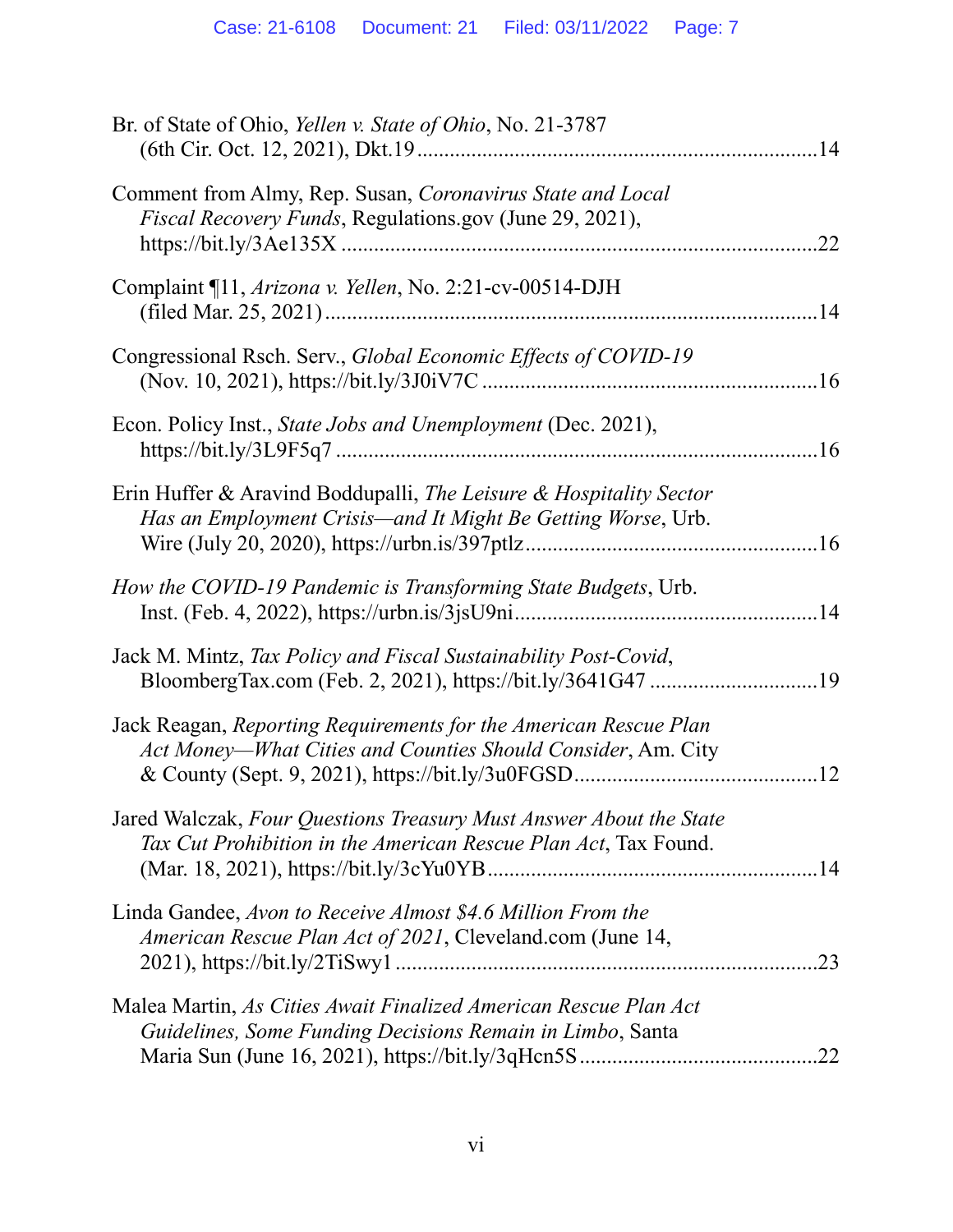Br. of State of Ohio, *Yellen v. State of Ohio*, No. 21-3787 (6th Cir. Oct. 12, 2021), Dkt.19 ........................................................................14

Comment from Almy, Rep. Susan, *Coronavirus State and Local Fiscal Recovery Funds*, Regulations.gov (June 29, 2021), https://bit.ly/3Ae135X ........................................................................22

Complaint ¶11, *Arizona v. Yellen*, No. 2:21-cv-00514-DJH (filed Mar. 25, 2021) ........................................................................14

Congressional Rsch. Serv., *Global Economic Effects of COVID-19* (Nov. 10, 2021), https://bit.ly/3J0iV7C ..............................................................16

Econ. Policy Inst., *State Jobs and Unemployment* (Dec. 2021), https://bit.ly/3L9F5q7 ........................................................................16

Erin Huffer & Aravind Boddupalli, *The Leisure & Hospitality Sector Has an Employment Crisis—and It Might Be Getting Worse*, Urb. Wire (July 20, 2020), https://urbn.is/397ptlz......................................................16

*How the COVID-19 Pandemic is Transforming State Budgets*, Urb. Inst. (Feb. 4, 2022), https://urbn.is/3jsU9ni.......................................................14

Jack M. Mintz, *Tax Policy and Fiscal Sustainability Post-Covid*, BloombergTax.com (Feb. 2, 2021), https://bit.ly/3641G47 ...............................19

Jack Reagan, *Reporting Requirements for the American Rescue Plan Act Money—What Cities and Counties Should Consider*, Am. City & County (Sept. 9, 2021), https://bit.ly/3u0FGSD............................................12

Jared Walczak, *Four Questions Treasury Must Answer About the State Tax Cut Prohibition in the American Rescue Plan Act*, Tax Found. (Mar. 18, 2021), https://bit.ly/3cYu0YB.............................................................14

Linda Gandee, *Avon to Receive Almost $4.6 Million From the American Rescue Plan Act of 2021*, Cleveland.com (June 14, 2021), https://bit.ly/2TiSwy1 .............................................................................23

Malea Martin, *As Cities Await Finalized American Rescue Plan Act Guidelines, Some Funding Decisions Remain in Limbo*, Santa Maria Sun (June 16, 2021), https://bit.ly/3qHcn5S............................................22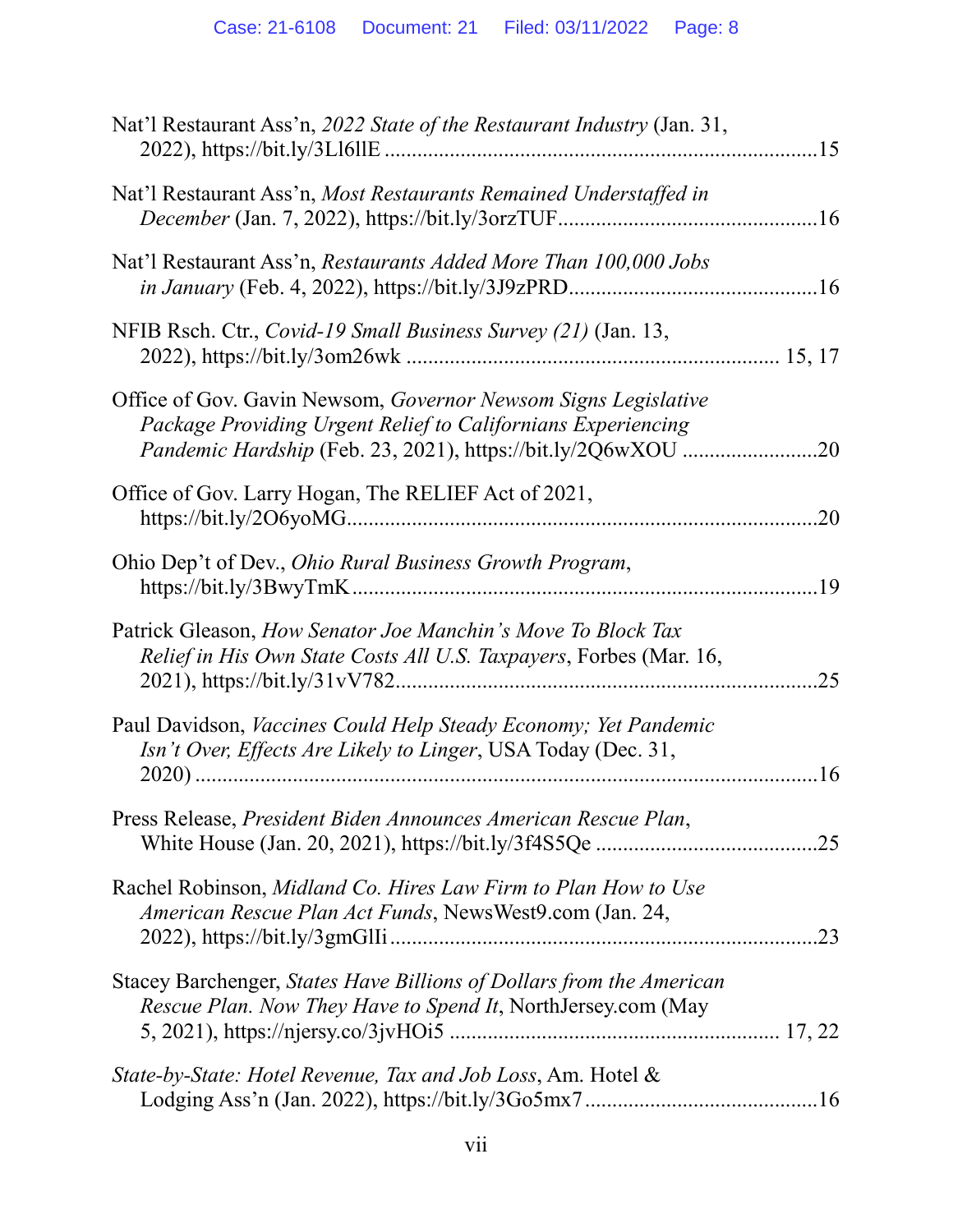Nat'l Restaurant Ass'n, *2022 State of the Restaurant Industry* (Jan. 31, 2022), https://bit.ly/3Ll6llE ...............................................................................15

Nat'l Restaurant Ass'n, *Most Restaurants Remained Understaffed in December* (Jan. 7, 2022), https://bit.ly/3orzTUF...............................................16

Nat'l Restaurant Ass'n, *Restaurants Added More Than 100,000 Jobs in January* (Feb. 4, 2022), https://bit.ly/3J9zPRD.............................................16

NFIB Rsch. Ctr., *Covid-19 Small Business Survey (21)* (Jan. 13, 2022), https://bit.ly/3om26wk ................................................................... 15, 17

Office of Gov. Gavin Newsom, *Governor Newsom Signs Legislative Package Providing Urgent Relief to Californians Experiencing Pandemic Hardship* (Feb. 23, 2021), https://bit.ly/2Q6wXOU .........................20

Office of Gov. Larry Hogan, The RELIEF Act of 2021, https://bit.ly/2O6yoMG.....................................................................................20

Ohio Dep't of Dev., *Ohio Rural Business Growth Program*, https://bit.ly/3BwyTmK....................................................................................19

Patrick Gleason, *How Senator Joe Manchin's Move To Block Tax Relief in His Own State Costs All U.S. Taxpayers*, Forbes (Mar. 16, 2021), https://bit.ly/31vV782............................................................................25

Paul Davidson, *Vaccines Could Help Steady Economy; Yet Pandemic Isn't Over, Effects Are Likely to Linger*, USA Today (Dec. 31, 2020) .....................................................................................................16

Press Release, *President Biden Announces American Rescue Plan*, White House (Jan. 20, 2021), https://bit.ly/3f4S5Qe ........................................25

Rachel Robinson, *Midland Co. Hires Law Firm to Plan How to Use American Rescue Plan Act Funds*, NewsWest9.com (Jan. 24, 2022), https://bit.ly/3gmGlIi .............................................................................23

Stacey Barchenger, *States Have Billions of Dollars from the American Rescue Plan. Now They Have to Spend It*, NorthJersey.com (May 5, 2021), https://njersy.co/3jvHOi5 ........................................................... 17, 22

*State-by-State: Hotel Revenue, Tax and Job Loss*, Am. Hotel & Lodging Ass'n (Jan. 2022), https://bit.ly/3Go5mx7 ...........................................16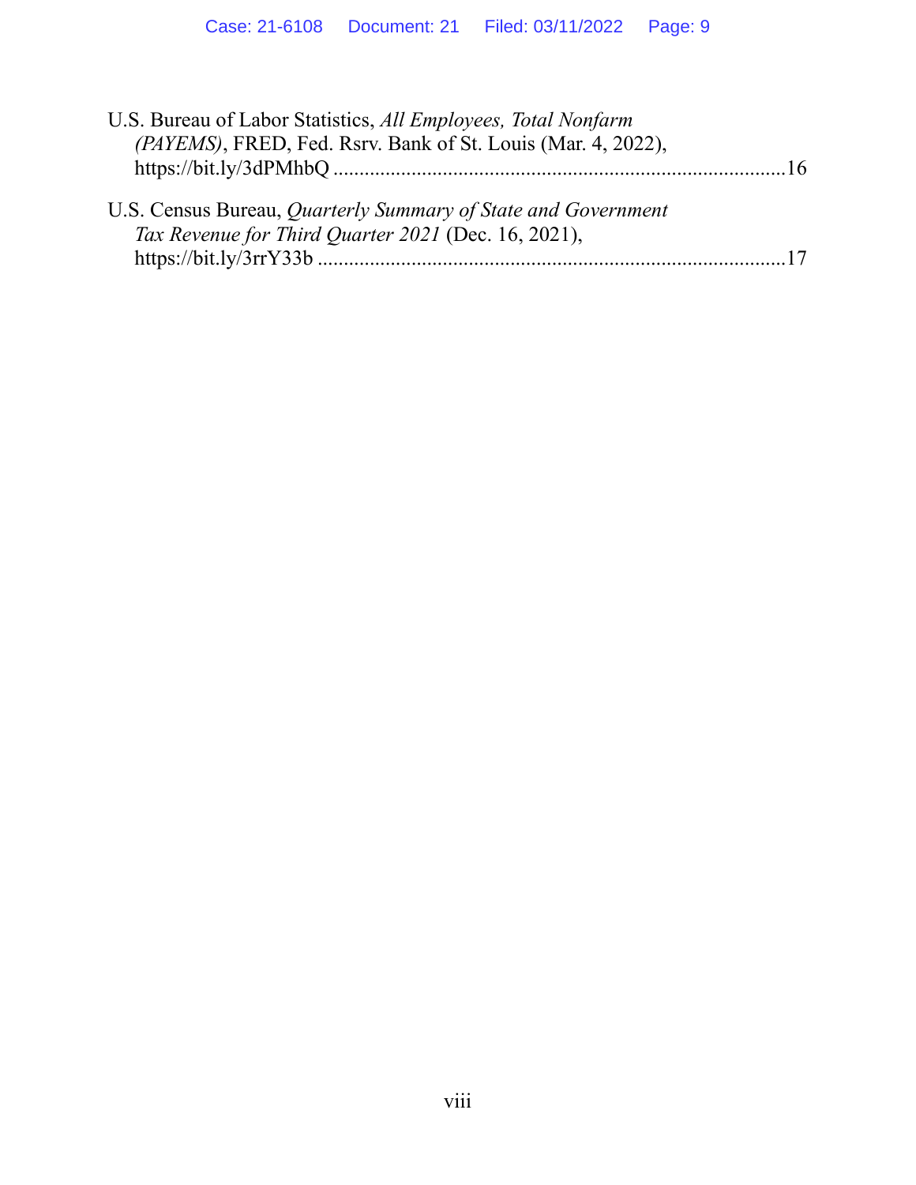U.S. Bureau of Labor Statistics, *All Employees, Total Nonfarm (PAYEMS)*, FRED, Fed. Rsrv. Bank of St. Louis (Mar. 4, 2022), https://bit.ly/3dPMhbQ ......................................................................................16

U.S. Census Bureau, *Quarterly Summary of State and Government Tax Revenue for Third Quarter 2021* (Dec. 16, 2021), https://bit.ly/3rrY33b .........................................................................................17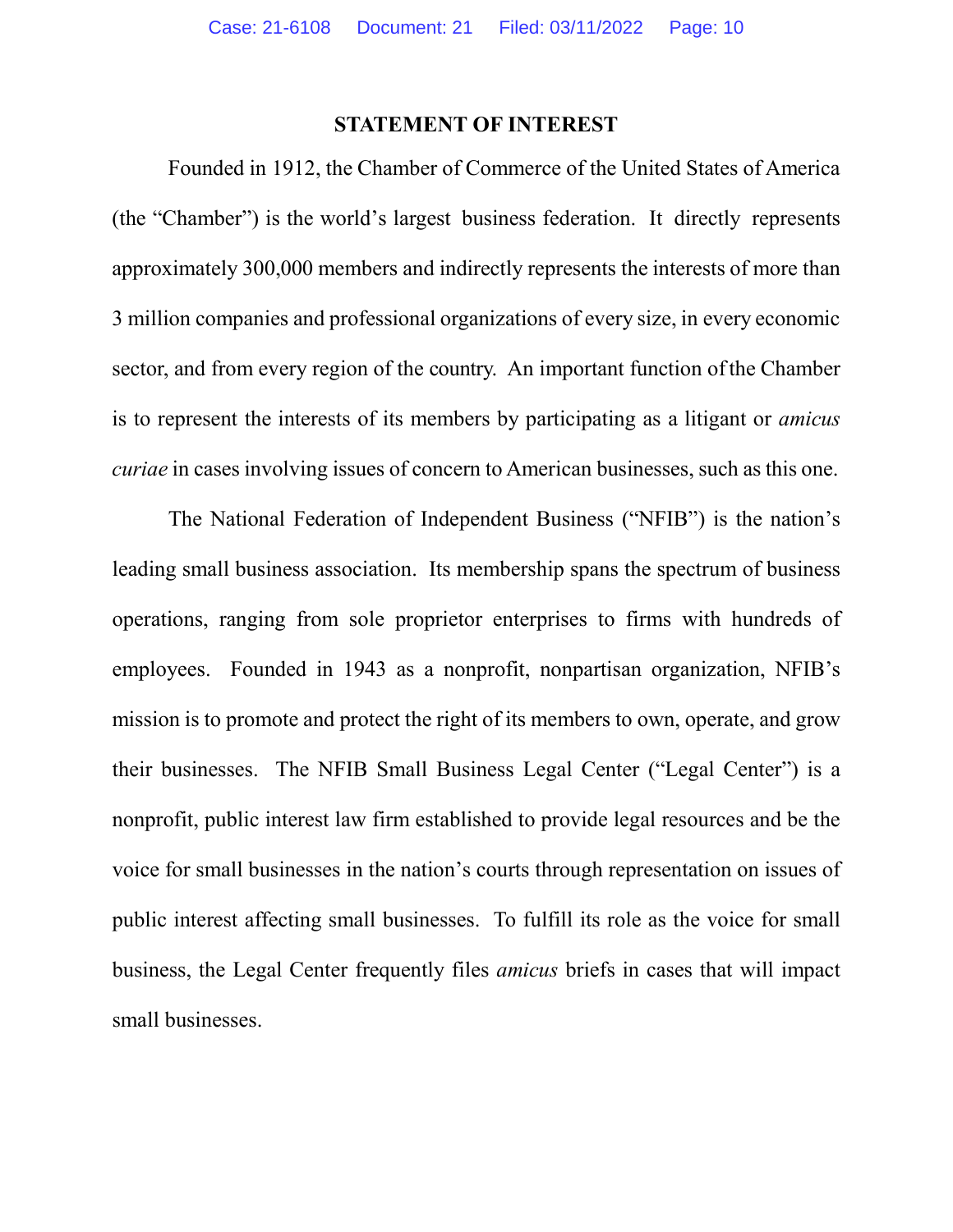## STATEMENT OF INTEREST

Founded in 1912, the Chamber of Commerce of the United States of America (the "Chamber") is the world's largest business federation. It directly represents approximately 300,000 members and indirectly represents the interests of more than 3 million companies and professional organizations of every size, in every economic sector, and from every region of the country. An important function of the Chamber is to represent the interests of its members by participating as a litigant or *amicus curiae* in cases involving issues of concern to American businesses, such as this one.

The National Federation of Independent Business ("NFIB") is the nation's leading small business association. Its membership spans the spectrum of business operations, ranging from sole proprietor enterprises to firms with hundreds of employees. Founded in 1943 as a nonprofit, nonpartisan organization, NFIB's mission is to promote and protect the right of its members to own, operate, and grow their businesses. The NFIB Small Business Legal Center ("Legal Center") is a nonprofit, public interest law firm established to provide legal resources and be the voice for small businesses in the nation's courts through representation on issues of public interest affecting small businesses. To fulfill its role as the voice for small business, the Legal Center frequently files *amicus* briefs in cases that will impact small businesses.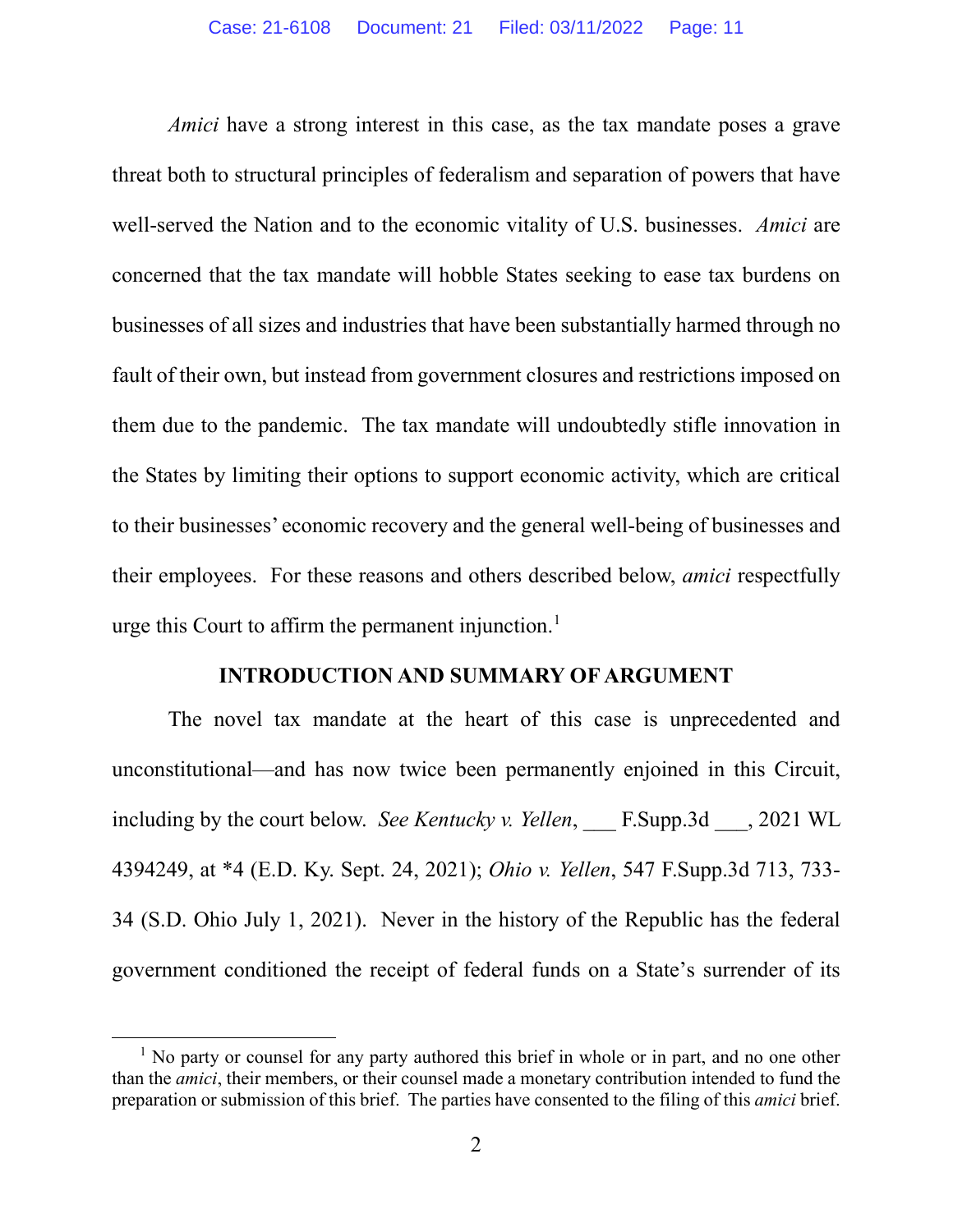*Amici* have a strong interest in this case, as the tax mandate poses a grave threat both to structural principles of federalism and separation of powers that have well-served the Nation and to the economic vitality of U.S. businesses. *Amici* are concerned that the tax mandate will hobble States seeking to ease tax burdens on businesses of all sizes and industries that have been substantially harmed through no fault of their own, but instead from government closures and restrictions imposed on them due to the pandemic. The tax mandate will undoubtedly stifle innovation in the States by limiting their options to support economic activity, which are critical to their businesses' economic recovery and the general well-being of businesses and their employees. For these reasons and others described below, *amici* respectfully urge this Court to affirm the permanent injunction.[1]

## INTRODUCTION AND SUMMARY OF ARGUMENT

The novel tax mandate at the heart of this case is unprecedented and unconstitutional—and has now twice been permanently enjoined in this Circuit, including by the court below. *See Kentucky v. Yellen*, ___ F.Supp.3d ___, 2021 WL 4394249, at *4 (E.D. Ky. Sept. 24, 2021); *Ohio v. Yellen*, 547 F.Supp.3d 713, 733-34 (S.D. Ohio July 1, 2021). Never in the history of the Republic has the federal government conditioned the receipt of federal funds on a State's surrender of its

[1] No party or counsel for any party authored this brief in whole or in part, and no one other than the *amici*, their members, or their counsel made a monetary contribution intended to fund the preparation or submission of this brief. The parties have consented to the filing of this *amici* brief.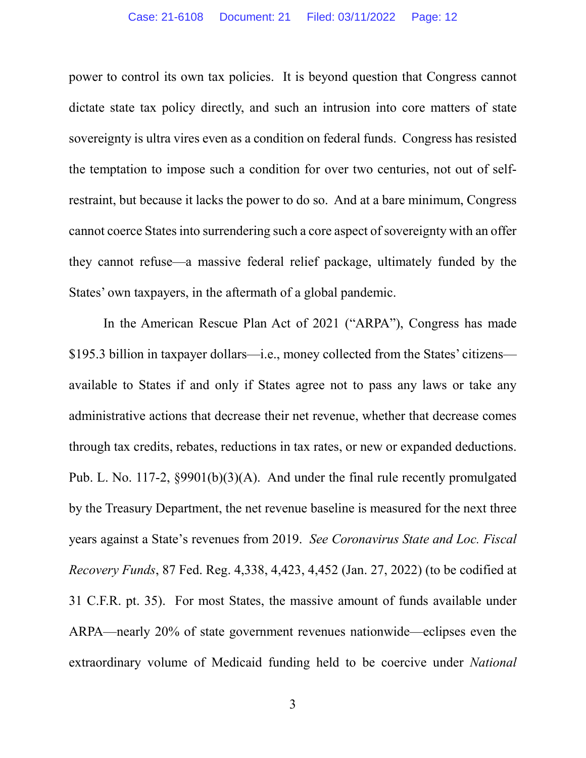power to control its own tax policies. It is beyond question that Congress cannot dictate state tax policy directly, and such an intrusion into core matters of state sovereignty is ultra vires even as a condition on federal funds. Congress has resisted the temptation to impose such a condition for over two centuries, not out of self-restraint, but because it lacks the power to do so. And at a bare minimum, Congress cannot coerce States into surrendering such a core aspect of sovereignty with an offer they cannot refuse—a massive federal relief package, ultimately funded by the States' own taxpayers, in the aftermath of a global pandemic.

In the American Rescue Plan Act of 2021 ("ARPA"), Congress has made $195.3 billion in taxpayer dollars—i.e., money collected from the States' citizens—available to States if and only if States agree not to pass any laws or take any administrative actions that decrease their net revenue, whether that decrease comes through tax credits, rebates, reductions in tax rates, or new or expanded deductions. Pub. L. No. 117-2, §9901(b)(3)(A). And under the final rule recently promulgated by the Treasury Department, the net revenue baseline is measured for the next three years against a State's revenues from 2019. *See Coronavirus State and Loc. Fiscal Recovery Funds*, 87 Fed. Reg. 4,338, 4,423, 4,452 (Jan. 27, 2022) (to be codified at 31 C.F.R. pt. 35). For most States, the massive amount of funds available under ARPA—nearly 20% of state government revenues nationwide—eclipses even the extraordinary volume of Medicaid funding held to be coercive under *National*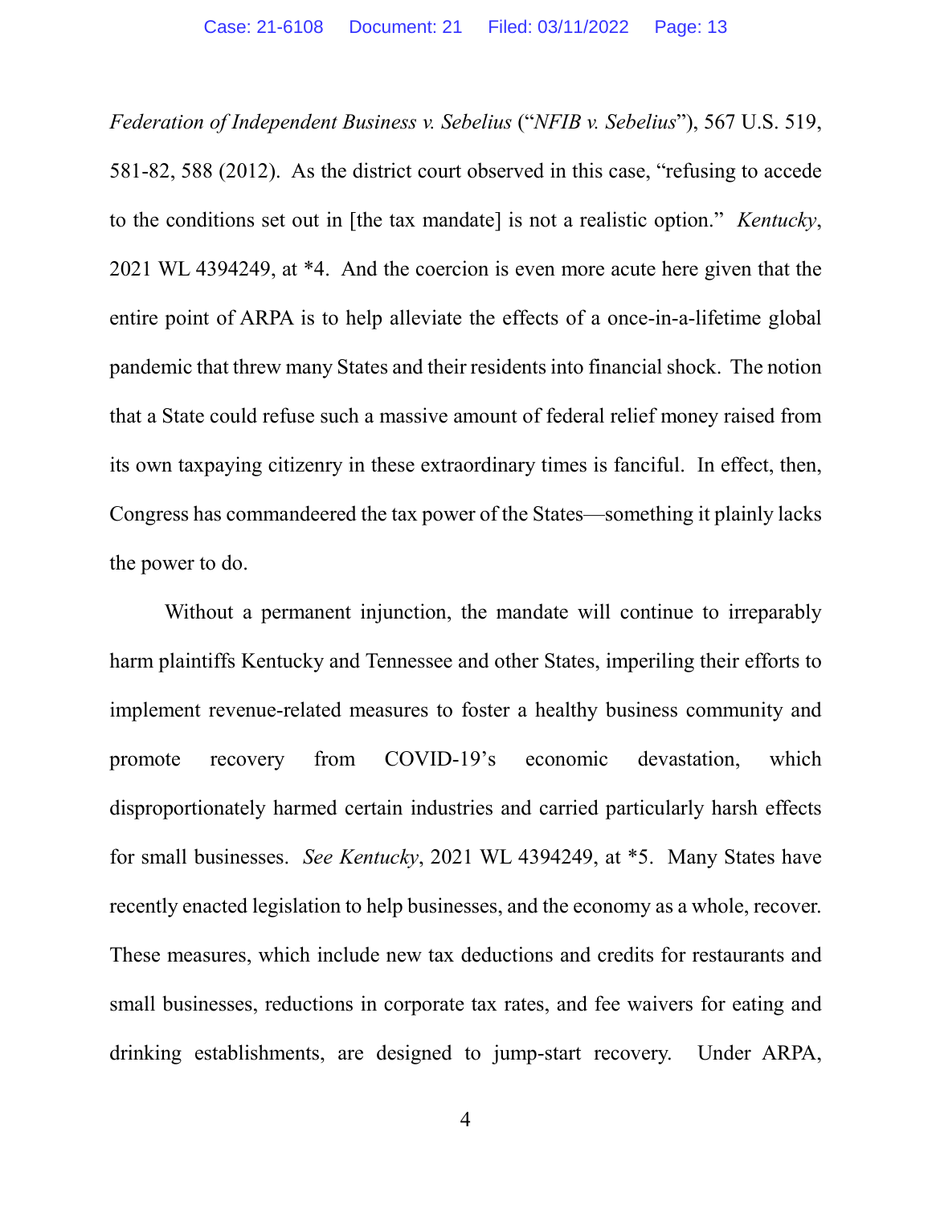*Federation of Independent Business v. Sebelius* ("*NFIB v. Sebelius*"), 567 U.S. 519, 581-82, 588 (2012). As the district court observed in this case, "refusing to accede to the conditions set out in [the tax mandate] is not a realistic option." *Kentucky*, 2021 WL 4394249, at *4. And the coercion is even more acute here given that the entire point of ARPA is to help alleviate the effects of a once-in-a-lifetime global pandemic that threw many States and their residents into financial shock. The notion that a State could refuse such a massive amount of federal relief money raised from its own taxpaying citizenry in these extraordinary times is fanciful. In effect, then, Congress has commandeered the tax power of the States—something it plainly lacks the power to do.

Without a permanent injunction, the mandate will continue to irreparably harm plaintiffs Kentucky and Tennessee and other States, imperiling their efforts to implement revenue-related measures to foster a healthy business community and promote recovery from COVID-19's economic devastation, which disproportionately harmed certain industries and carried particularly harsh effects for small businesses. *See Kentucky*, 2021 WL 4394249, at *5. Many States have recently enacted legislation to help businesses, and the economy as a whole, recover. These measures, which include new tax deductions and credits for restaurants and small businesses, reductions in corporate tax rates, and fee waivers for eating and drinking establishments, are designed to jump-start recovery. Under ARPA,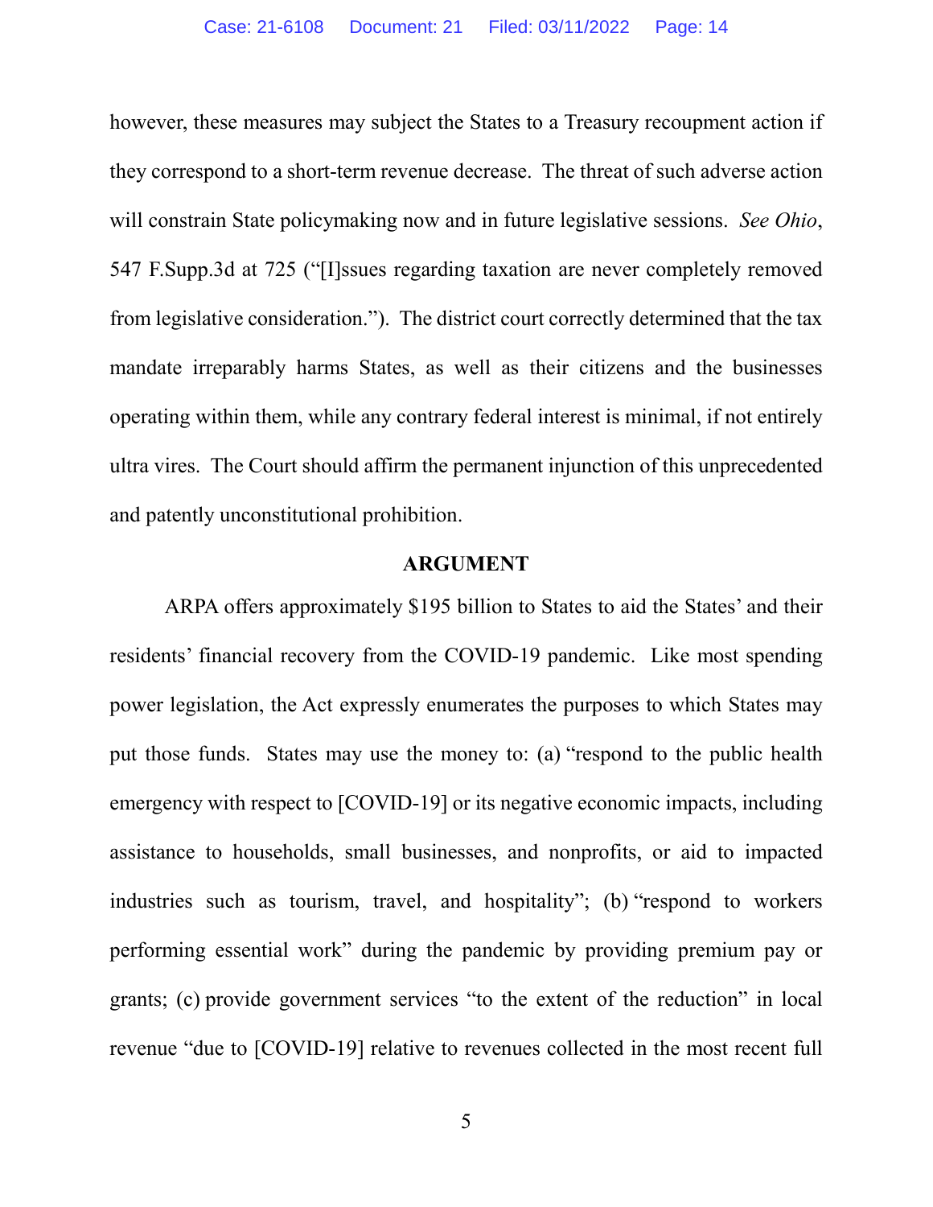however, these measures may subject the States to a Treasury recoupment action if they correspond to a short-term revenue decrease. The threat of such adverse action will constrain State policymaking now and in future legislative sessions. *See Ohio*, 547 F.Supp.3d at 725 ("[I]ssues regarding taxation are never completely removed from legislative consideration."). The district court correctly determined that the tax mandate irreparably harms States, as well as their citizens and the businesses operating within them, while any contrary federal interest is minimal, if not entirely ultra vires. The Court should affirm the permanent injunction of this unprecedented and patently unconstitutional prohibition.

## ARGUMENT

ARPA offers approximately $195 billion to States to aid the States' and their residents' financial recovery from the COVID-19 pandemic. Like most spending power legislation, the Act expressly enumerates the purposes to which States may put those funds. States may use the money to: (a) "respond to the public health emergency with respect to [COVID-19] or its negative economic impacts, including assistance to households, small businesses, and nonprofits, or aid to impacted industries such as tourism, travel, and hospitality"; (b) "respond to workers performing essential work" during the pandemic by providing premium pay or grants; (c) provide government services "to the extent of the reduction" in local revenue "due to [COVID-19] relative to revenues collected in the most recent full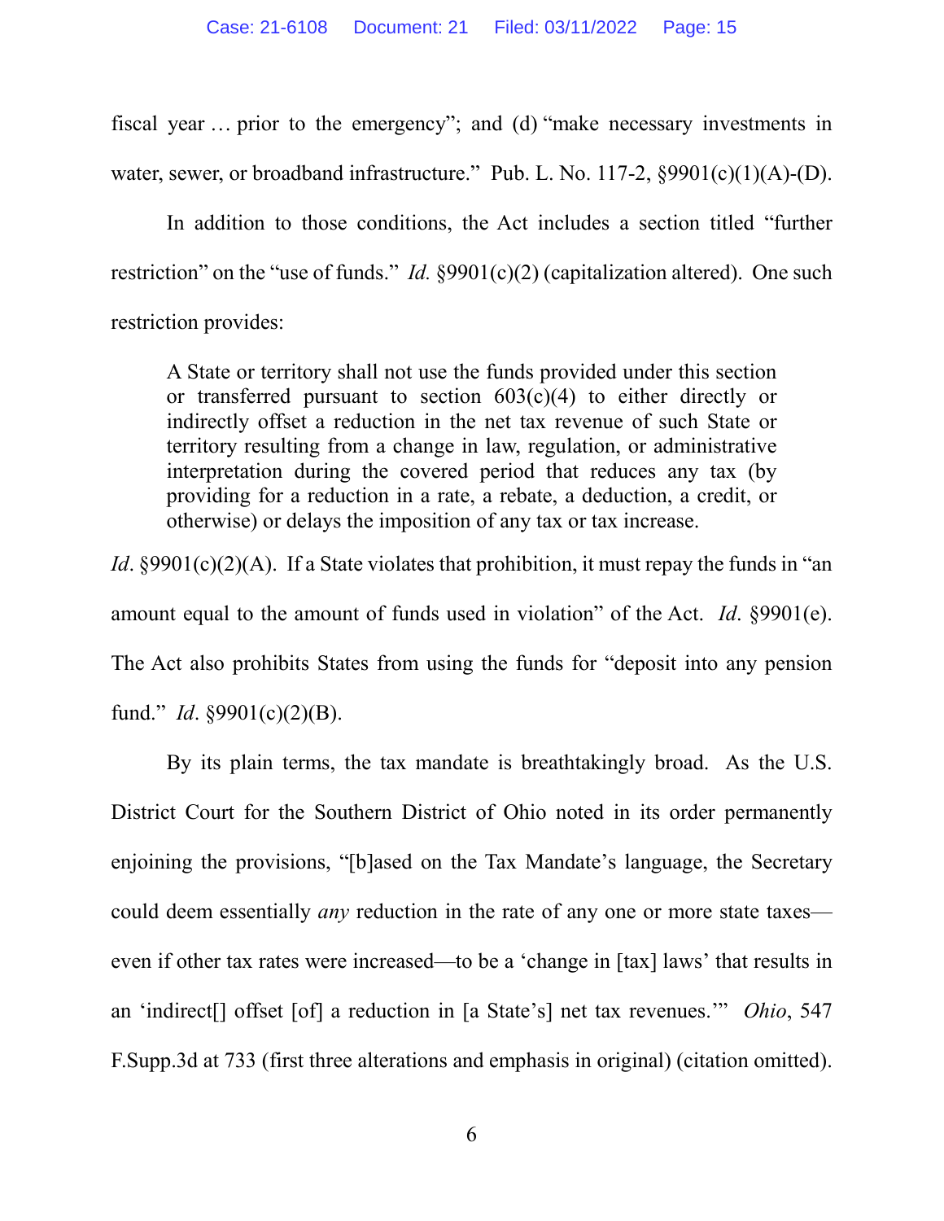fiscal year … prior to the emergency"; and (d) "make necessary investments in water, sewer, or broadband infrastructure." Pub. L. No. 117-2, §9901(c)(1)(A)-(D).

In addition to those conditions, the Act includes a section titled "further restriction" on the "use of funds." *Id.* §9901(c)(2) (capitalization altered). One such restriction provides:

> A State or territory shall not use the funds provided under this section or transferred pursuant to section 603(c)(4) to either directly or indirectly offset a reduction in the net tax revenue of such State or territory resulting from a change in law, regulation, or administrative interpretation during the covered period that reduces any tax (by providing for a reduction in a rate, a rebate, a deduction, a credit, or otherwise) or delays the imposition of any tax or tax increase.

*Id*. §9901(c)(2)(A). If a State violates that prohibition, it must repay the funds in "an amount equal to the amount of funds used in violation" of the Act. *Id*. §9901(e). The Act also prohibits States from using the funds for "deposit into any pension fund." *Id*. §9901(c)(2)(B).

By its plain terms, the tax mandate is breathtakingly broad. As the U.S. District Court for the Southern District of Ohio noted in its order permanently enjoining the provisions, "[b]ased on the Tax Mandate's language, the Secretary could deem essentially *any* reduction in the rate of any one or more state taxes—even if other tax rates were increased—to be a 'change in [tax] laws' that results in an 'indirect[] offset [of] a reduction in [a State's] net tax revenues.'" *Ohio*, 547 F.Supp.3d at 733 (first three alterations and emphasis in original) (citation omitted).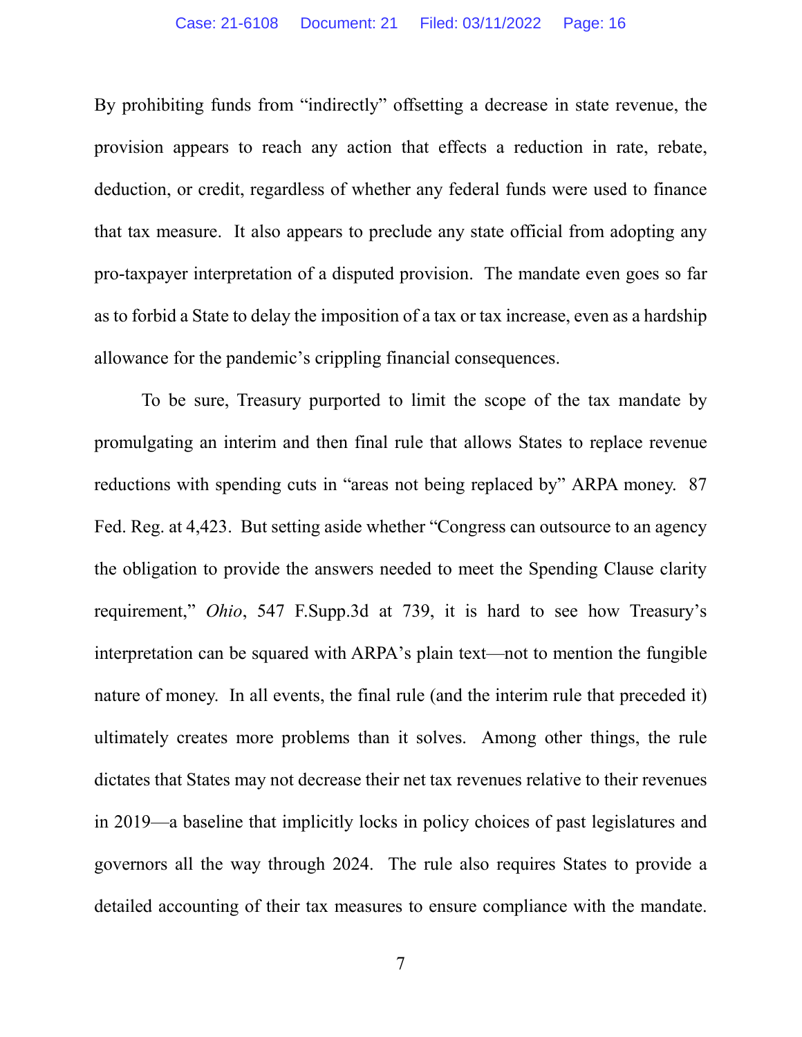By prohibiting funds from "indirectly" offsetting a decrease in state revenue, the provision appears to reach any action that effects a reduction in rate, rebate, deduction, or credit, regardless of whether any federal funds were used to finance that tax measure. It also appears to preclude any state official from adopting any pro-taxpayer interpretation of a disputed provision. The mandate even goes so far as to forbid a State to delay the imposition of a tax or tax increase, even as a hardship allowance for the pandemic's crippling financial consequences.

To be sure, Treasury purported to limit the scope of the tax mandate by promulgating an interim and then final rule that allows States to replace revenue reductions with spending cuts in "areas not being replaced by" ARPA money. 87 Fed. Reg. at 4,423. But setting aside whether "Congress can outsource to an agency the obligation to provide the answers needed to meet the Spending Clause clarity requirement," *Ohio*, 547 F.Supp.3d at 739, it is hard to see how Treasury's interpretation can be squared with ARPA's plain text—not to mention the fungible nature of money. In all events, the final rule (and the interim rule that preceded it) ultimately creates more problems than it solves. Among other things, the rule dictates that States may not decrease their net tax revenues relative to their revenues in 2019—a baseline that implicitly locks in policy choices of past legislatures and governors all the way through 2024. The rule also requires States to provide a detailed accounting of their tax measures to ensure compliance with the mandate.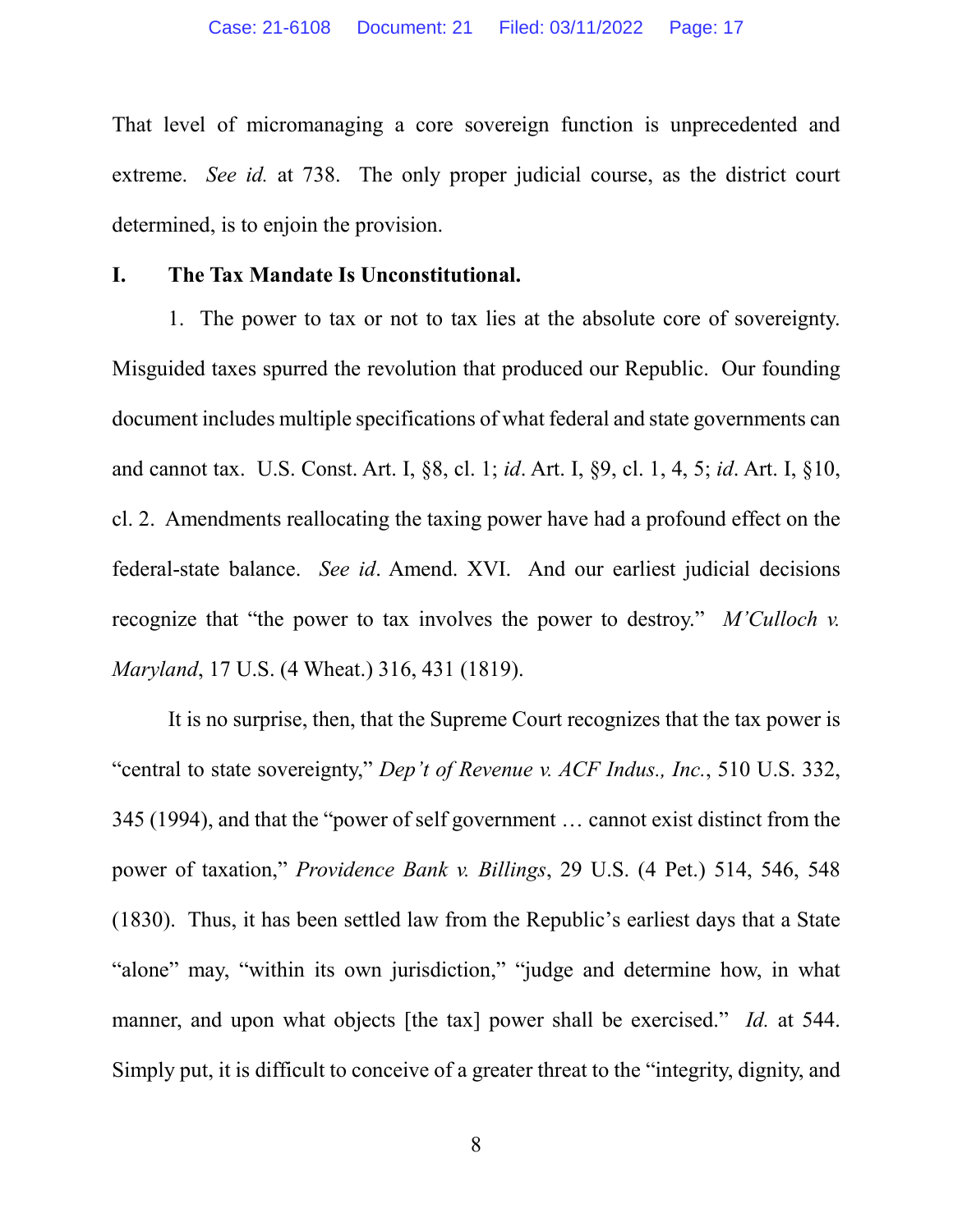That level of micromanaging a core sovereign function is unprecedented and extreme. *See id.* at 738. The only proper judicial course, as the district court determined, is to enjoin the provision.

## I. The Tax Mandate Is Unconstitutional.

1. The power to tax or not to tax lies at the absolute core of sovereignty. Misguided taxes spurred the revolution that produced our Republic. Our founding document includes multiple specifications of what federal and state governments can and cannot tax. U.S. Const. Art. I, §8, cl. 1; *id*. Art. I, §9, cl. 1, 4, 5; *id*. Art. I, §10, cl. 2. Amendments reallocating the taxing power have had a profound effect on the federal-state balance. *See id*. Amend. XVI. And our earliest judicial decisions recognize that "the power to tax involves the power to destroy." *M'Culloch v. Maryland*, 17 U.S. (4 Wheat.) 316, 431 (1819).

It is no surprise, then, that the Supreme Court recognizes that the tax power is "central to state sovereignty," *Dep't of Revenue v. ACF Indus., Inc.*, 510 U.S. 332, 345 (1994), and that the "power of self government … cannot exist distinct from the power of taxation," *Providence Bank v. Billings*, 29 U.S. (4 Pet.) 514, 546, 548 (1830). Thus, it has been settled law from the Republic's earliest days that a State "alone" may, "within its own jurisdiction," "judge and determine how, in what manner, and upon what objects [the tax] power shall be exercised." *Id.* at 544. Simply put, it is difficult to conceive of a greater threat to the "integrity, dignity, and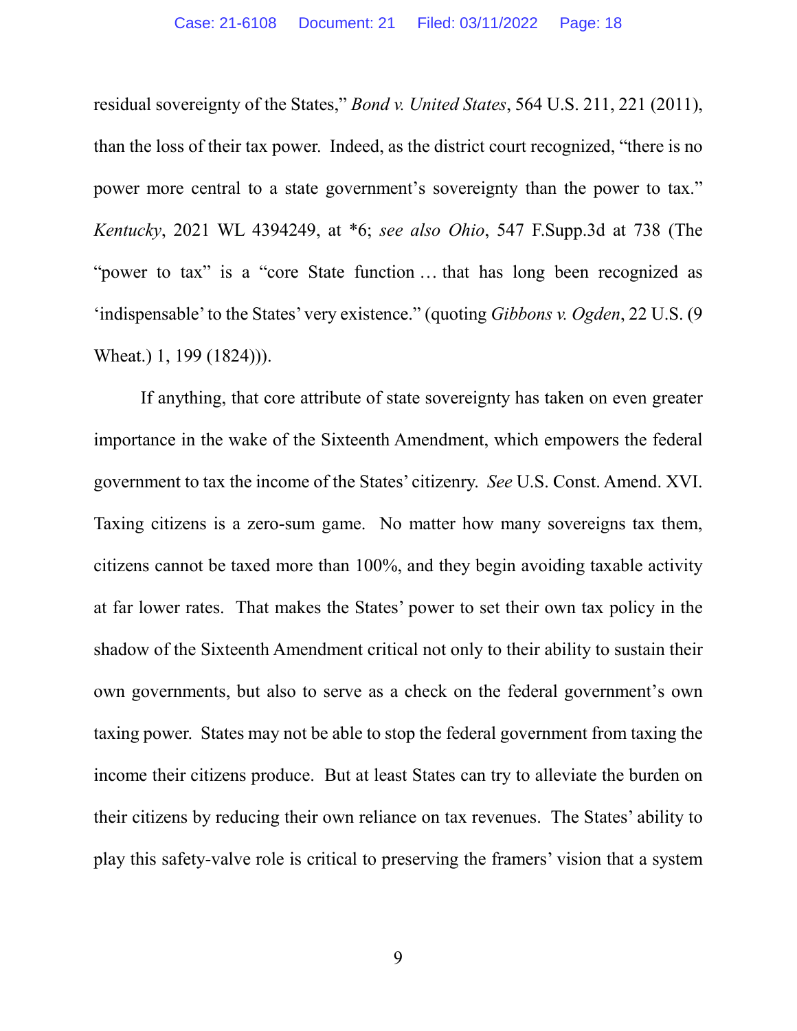residual sovereignty of the States," *Bond v. United States*, 564 U.S. 211, 221 (2011), than the loss of their tax power. Indeed, as the district court recognized, "there is no power more central to a state government's sovereignty than the power to tax." *Kentucky*, 2021 WL 4394249, at *6; *see also Ohio*, 547 F.Supp.3d at 738 (The "power to tax" is a "core State function … that has long been recognized as 'indispensable' to the States' very existence." (quoting *Gibbons v. Ogden*, 22 U.S. (9 Wheat.) 1, 199 (1824))).

If anything, that core attribute of state sovereignty has taken on even greater importance in the wake of the Sixteenth Amendment, which empowers the federal government to tax the income of the States' citizenry. *See* U.S. Const. Amend. XVI. Taxing citizens is a zero-sum game. No matter how many sovereigns tax them, citizens cannot be taxed more than 100%, and they begin avoiding taxable activity at far lower rates. That makes the States' power to set their own tax policy in the shadow of the Sixteenth Amendment critical not only to their ability to sustain their own governments, but also to serve as a check on the federal government's own taxing power. States may not be able to stop the federal government from taxing the income their citizens produce. But at least States can try to alleviate the burden on their citizens by reducing their own reliance on tax revenues. The States' ability to play this safety-valve role is critical to preserving the framers' vision that a system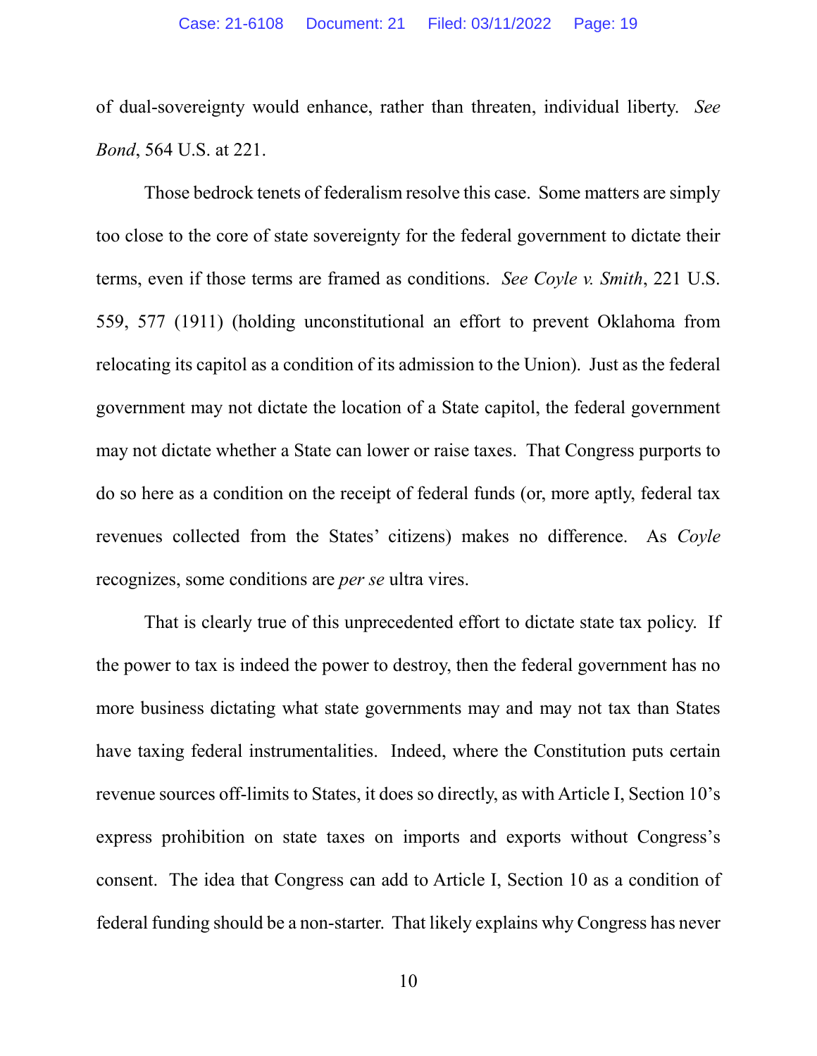of dual-sovereignty would enhance, rather than threaten, individual liberty. *See Bond*, 564 U.S. at 221.

Those bedrock tenets of federalism resolve this case. Some matters are simply too close to the core of state sovereignty for the federal government to dictate their terms, even if those terms are framed as conditions. *See Coyle v. Smith*, 221 U.S. 559, 577 (1911) (holding unconstitutional an effort to prevent Oklahoma from relocating its capitol as a condition of its admission to the Union). Just as the federal government may not dictate the location of a State capitol, the federal government may not dictate whether a State can lower or raise taxes. That Congress purports to do so here as a condition on the receipt of federal funds (or, more aptly, federal tax revenues collected from the States' citizens) makes no difference. As *Coyle* recognizes, some conditions are *per se* ultra vires.

That is clearly true of this unprecedented effort to dictate state tax policy. If the power to tax is indeed the power to destroy, then the federal government has no more business dictating what state governments may and may not tax than States have taxing federal instrumentalities. Indeed, where the Constitution puts certain revenue sources off-limits to States, it does so directly, as with Article I, Section 10's express prohibition on state taxes on imports and exports without Congress's consent. The idea that Congress can add to Article I, Section 10 as a condition of federal funding should be a non-starter. That likely explains why Congress has never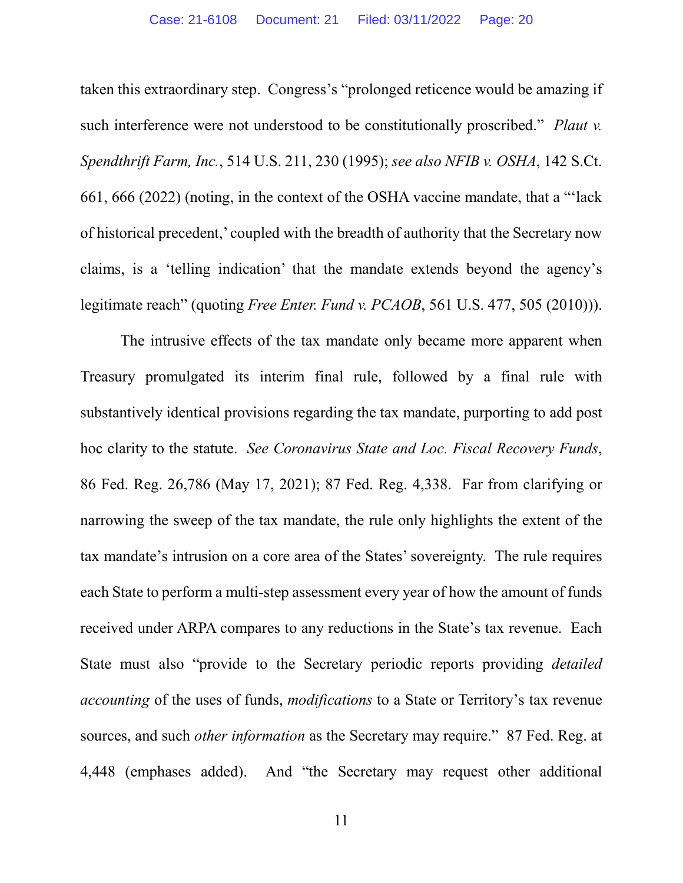taken this extraordinary step. Congress's "prolonged reticence would be amazing if such interference were not understood to be constitutionally proscribed." *Plaut v. Spendthrift Farm, Inc.*, 514 U.S. 211, 230 (1995); *see also NFIB v. OSHA*, 142 S.Ct. 661, 666 (2022) (noting, in the context of the OSHA vaccine mandate, that a "'lack of historical precedent,' coupled with the breadth of authority that the Secretary now claims, is a 'telling indication' that the mandate extends beyond the agency's legitimate reach" (quoting *Free Enter. Fund v. PCAOB*, 561 U.S. 477, 505 (2010))).

The intrusive effects of the tax mandate only became more apparent when Treasury promulgated its interim final rule, followed by a final rule with substantively identical provisions regarding the tax mandate, purporting to add post hoc clarity to the statute. *See Coronavirus State and Loc. Fiscal Recovery Funds*, 86 Fed. Reg. 26,786 (May 17, 2021); 87 Fed. Reg. 4,338. Far from clarifying or narrowing the sweep of the tax mandate, the rule only highlights the extent of the tax mandate's intrusion on a core area of the States' sovereignty. The rule requires each State to perform a multi-step assessment every year of how the amount of funds received under ARPA compares to any reductions in the State's tax revenue. Each State must also "provide to the Secretary periodic reports providing *detailed accounting* of the uses of funds, *modifications* to a State or Territory's tax revenue sources, and such *other information* as the Secretary may require." 87 Fed. Reg. at 4,448 (emphases added). And "the Secretary may request other additional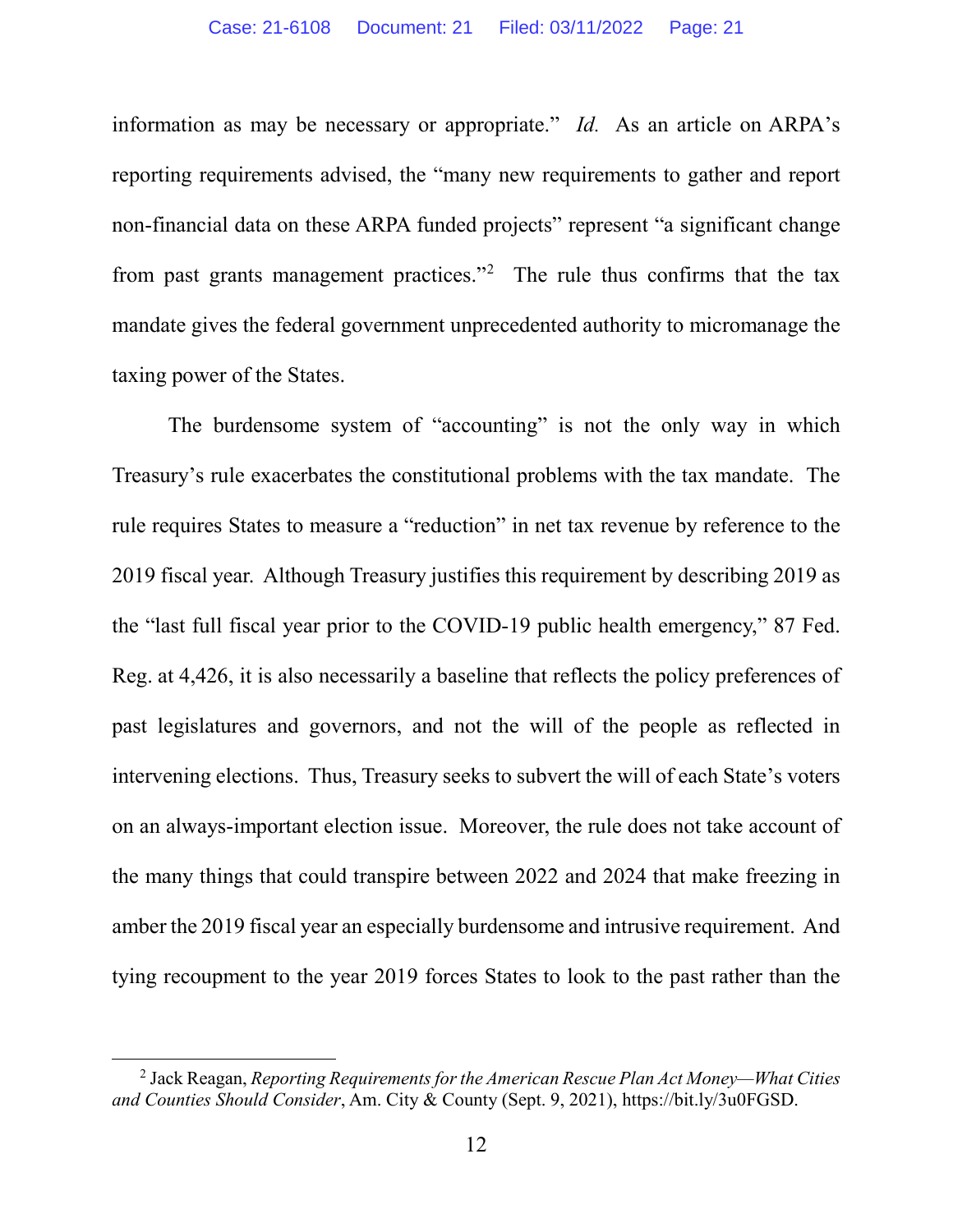information as may be necessary or appropriate." *Id.* As an article on ARPA's reporting requirements advised, the "many new requirements to gather and report non-financial data on these ARPA funded projects" represent "a significant change from past grants management practices."[2] The rule thus confirms that the tax mandate gives the federal government unprecedented authority to micromanage the taxing power of the States.

The burdensome system of "accounting" is not the only way in which Treasury's rule exacerbates the constitutional problems with the tax mandate. The rule requires States to measure a "reduction" in net tax revenue by reference to the 2019 fiscal year. Although Treasury justifies this requirement by describing 2019 as the "last full fiscal year prior to the COVID-19 public health emergency," 87 Fed. Reg. at 4,426, it is also necessarily a baseline that reflects the policy preferences of past legislatures and governors, and not the will of the people as reflected in intervening elections. Thus, Treasury seeks to subvert the will of each State's voters on an always-important election issue. Moreover, the rule does not take account of the many things that could transpire between 2022 and 2024 that make freezing in amber the 2019 fiscal year an especially burdensome and intrusive requirement. And tying recoupment to the year 2019 forces States to look to the past rather than the

---

[2] Jack Reagan, *Reporting Requirements for the American Rescue Plan Act Money—What Cities and Counties Should Consider*, Am. City & County (Sept. 9, 2021), https://bit.ly/3u0FGSD.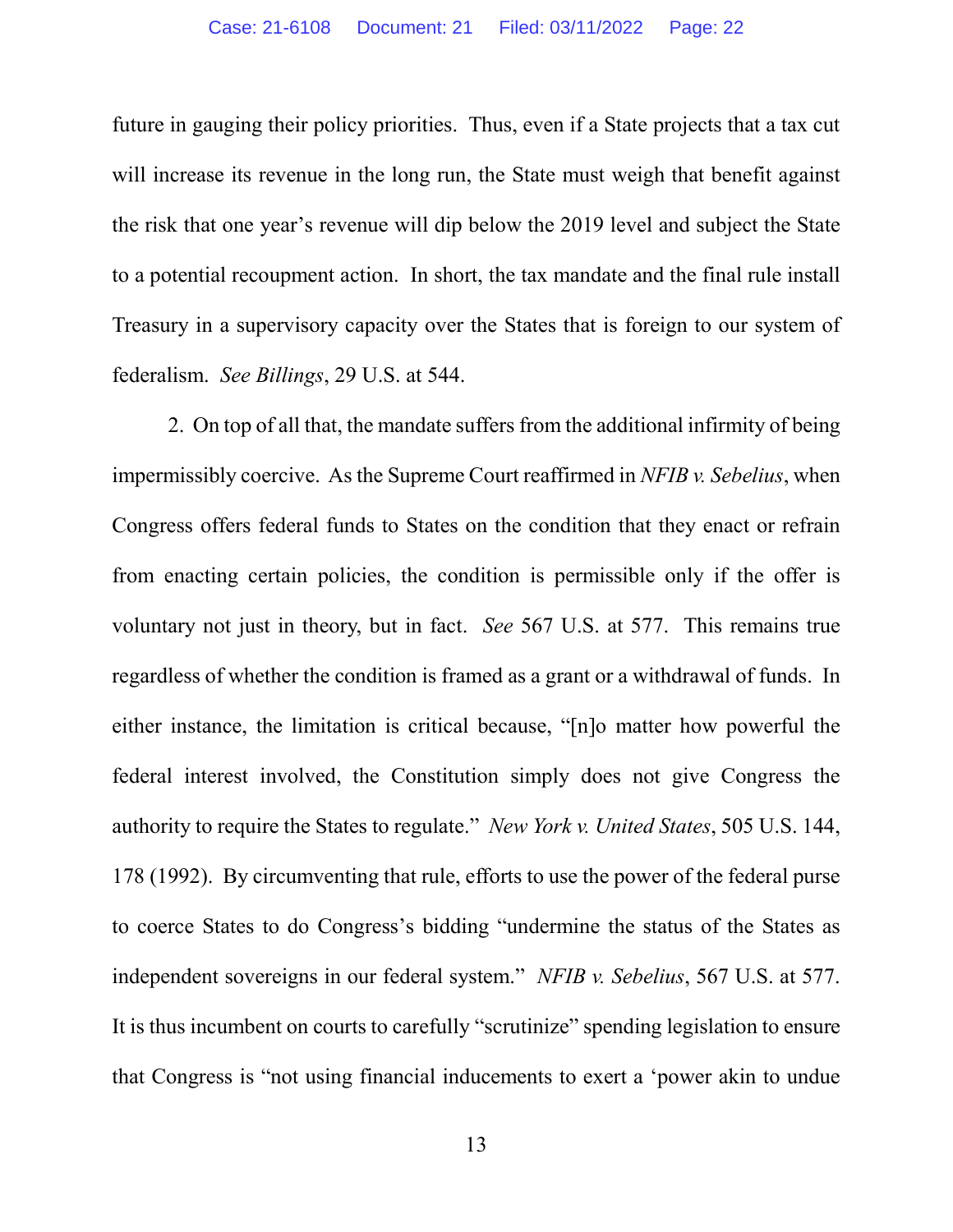future in gauging their policy priorities. Thus, even if a State projects that a tax cut will increase its revenue in the long run, the State must weigh that benefit against the risk that one year's revenue will dip below the 2019 level and subject the State to a potential recoupment action. In short, the tax mandate and the final rule install Treasury in a supervisory capacity over the States that is foreign to our system of federalism. *See Billings*, 29 U.S. at 544.

2. On top of all that, the mandate suffers from the additional infirmity of being impermissibly coercive. As the Supreme Court reaffirmed in *NFIB v. Sebelius*, when Congress offers federal funds to States on the condition that they enact or refrain from enacting certain policies, the condition is permissible only if the offer is voluntary not just in theory, but in fact. *See* 567 U.S. at 577. This remains true regardless of whether the condition is framed as a grant or a withdrawal of funds. In either instance, the limitation is critical because, "[n]o matter how powerful the federal interest involved, the Constitution simply does not give Congress the authority to require the States to regulate." *New York v. United States*, 505 U.S. 144, 178 (1992). By circumventing that rule, efforts to use the power of the federal purse to coerce States to do Congress's bidding "undermine the status of the States as independent sovereigns in our federal system." *NFIB v. Sebelius*, 567 U.S. at 577. It is thus incumbent on courts to carefully "scrutinize" spending legislation to ensure that Congress is "not using financial inducements to exert a 'power akin to undue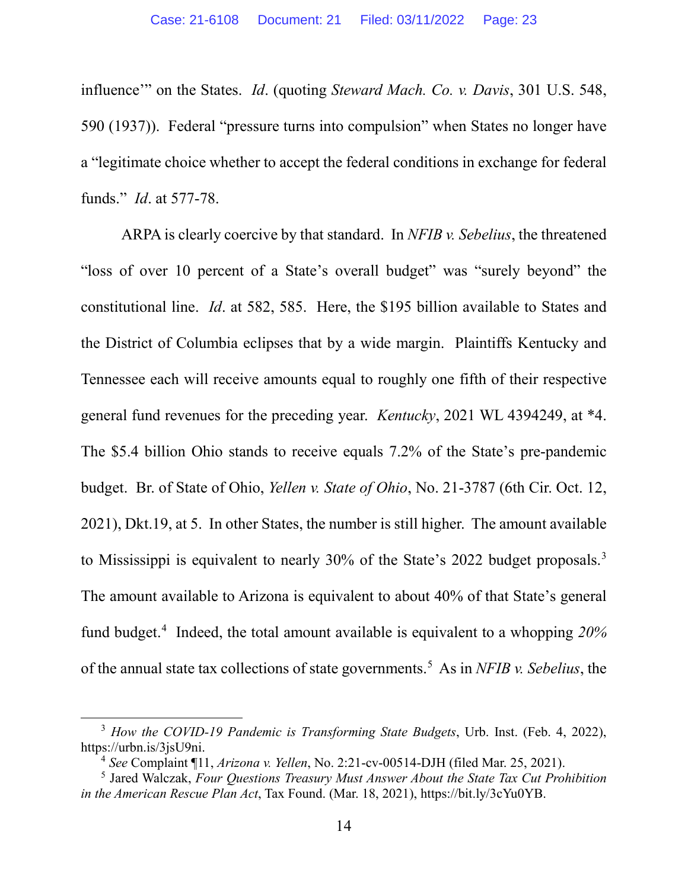influence'" on the States. *Id*. (quoting *Steward Mach. Co. v. Davis*, 301 U.S. 548, 590 (1937)). Federal "pressure turns into compulsion" when States no longer have a "legitimate choice whether to accept the federal conditions in exchange for federal funds." *Id*. at 577-78.

ARPA is clearly coercive by that standard. In *NFIB v. Sebelius*, the threatened "loss of over 10 percent of a State's overall budget" was "surely beyond" the constitutional line. *Id*. at 582, 585. Here, the $195 billion available to States and the District of Columbia eclipses that by a wide margin. Plaintiffs Kentucky and Tennessee each will receive amounts equal to roughly one fifth of their respective general fund revenues for the preceding year. *Kentucky*, 2021 WL 4394249, at *4. The $5.4 billion Ohio stands to receive equals 7.2% of the State's pre-pandemic budget. Br. of State of Ohio, *Yellen v. State of Ohio*, No. 21-3787 (6th Cir. Oct. 12, 2021), Dkt.19, at 5. In other States, the number is still higher. The amount available to Mississippi is equivalent to nearly 30% of the State's 2022 budget proposals.[3] The amount available to Arizona is equivalent to about 40% of that State's general fund budget.[4] Indeed, the total amount available is equivalent to a whopping *20%* of the annual state tax collections of state governments.[5] As in *NFIB v. Sebelius*, the

---

[3] *How the COVID-19 Pandemic is Transforming State Budgets*, Urb. Inst. (Feb. 4, 2022), https://urbn.is/3jsU9ni.

[4] *See* Complaint ¶11, *Arizona v. Yellen*, No. 2:21-cv-00514-DJH (filed Mar. 25, 2021).

[5] Jared Walczak, *Four Questions Treasury Must Answer About the State Tax Cut Prohibition in the American Rescue Plan Act*, Tax Found. (Mar. 18, 2021), https://bit.ly/3cYu0YB.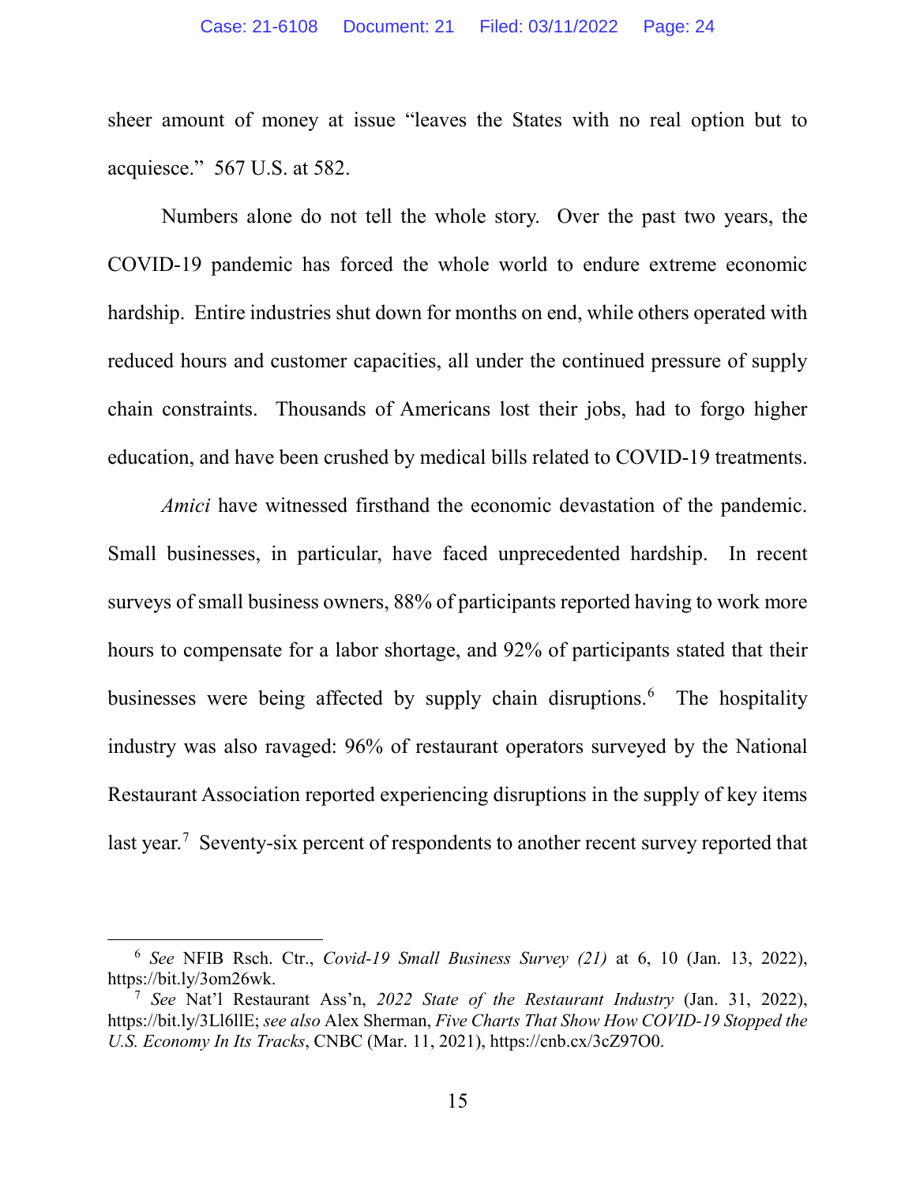sheer amount of money at issue "leaves the States with no real option but to acquiesce." 567 U.S. at 582.

Numbers alone do not tell the whole story. Over the past two years, the COVID-19 pandemic has forced the whole world to endure extreme economic hardship. Entire industries shut down for months on end, while others operated with reduced hours and customer capacities, all under the continued pressure of supply chain constraints. Thousands of Americans lost their jobs, had to forgo higher education, and have been crushed by medical bills related to COVID-19 treatments.

*Amici* have witnessed firsthand the economic devastation of the pandemic. Small businesses, in particular, have faced unprecedented hardship. In recent surveys of small business owners, 88% of participants reported having to work more hours to compensate for a labor shortage, and 92% of participants stated that their businesses were being affected by supply chain disruptions.[6] The hospitality industry was also ravaged: 96% of restaurant operators surveyed by the National Restaurant Association reported experiencing disruptions in the supply of key items last year.[7] Seventy-six percent of respondents to another recent survey reported that

---

[6] *See* NFIB Rsch. Ctr., *Covid-19 Small Business Survey (21)* at 6, 10 (Jan. 13, 2022), https://bit.ly/3om26wk.

[7] *See* Nat'l Restaurant Ass'n, *2022 State of the Restaurant Industry* (Jan. 31, 2022), https://bit.ly/3Ll6llE; *see also* Alex Sherman, *Five Charts That Show How COVID-19 Stopped the U.S. Economy In Its Tracks*, CNBC (Mar. 11, 2021), https://cnb.cx/3cZ97O0.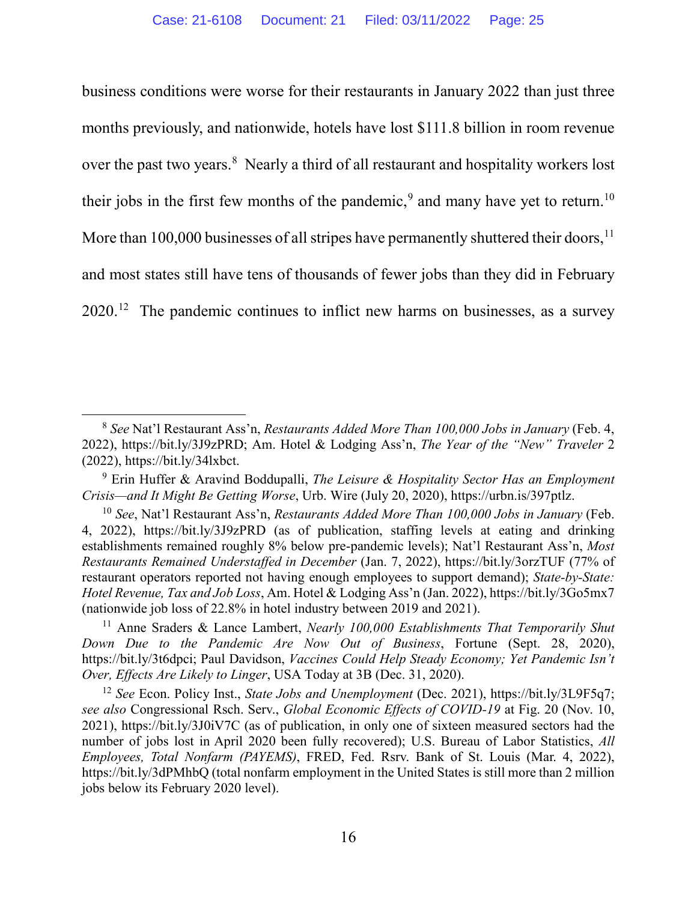business conditions were worse for their restaurants in January 2022 than just three months previously, and nationwide, hotels have lost $111.8 billion in room revenue over the past two years.[8] Nearly a third of all restaurant and hospitality workers lost their jobs in the first few months of the pandemic,[9] and many have yet to return.[10] More than 100,000 businesses of all stripes have permanently shuttered their doors,[11] and most states still have tens of thousands of fewer jobs than they did in February 2020.[12] The pandemic continues to inflict new harms on businesses, as a survey

---

[8] *See* Nat'l Restaurant Ass'n, *Restaurants Added More Than 100,000 Jobs in January* (Feb. 4, 2022), https://bit.ly/3J9zPRD; Am. Hotel & Lodging Ass'n, *The Year of the "New" Traveler* 2 (2022), https://bit.ly/34lxbct.

[9] Erin Huffer & Aravind Boddupalli, *The Leisure & Hospitality Sector Has an Employment Crisis—and It Might Be Getting Worse*, Urb. Wire (July 20, 2020), https://urbn.is/397ptlz.

[10] *See*, Nat'l Restaurant Ass'n, *Restaurants Added More Than 100,000 Jobs in January* (Feb. 4, 2022), https://bit.ly/3J9zPRD (as of publication, staffing levels at eating and drinking establishments remained roughly 8% below pre-pandemic levels); Nat'l Restaurant Ass'n, *Most Restaurants Remained Understaffed in December* (Jan. 7, 2022), https://bit.ly/3orzTUF (77% of restaurant operators reported not having enough employees to support demand); *State-by-State: Hotel Revenue, Tax and Job Loss*, Am. Hotel & Lodging Ass'n (Jan. 2022), https://bit.ly/3Go5mx7 (nationwide job loss of 22.8% in hotel industry between 2019 and 2021).

[11] Anne Sraders & Lance Lambert, *Nearly 100,000 Establishments That Temporarily Shut Down Due to the Pandemic Are Now Out of Business*, Fortune (Sept. 28, 2020), https://bit.ly/3t6dpci; Paul Davidson, *Vaccines Could Help Steady Economy; Yet Pandemic Isn't Over, Effects Are Likely to Linger*, USA Today at 3B (Dec. 31, 2020).

[12] *See* Econ. Policy Inst., *State Jobs and Unemployment* (Dec. 2021), https://bit.ly/3L9F5q7; *see also* Congressional Rsch. Serv., *Global Economic Effects of COVID-19* at Fig. 20 (Nov. 10, 2021), https://bit.ly/3J0iV7C (as of publication, in only one of sixteen measured sectors had the number of jobs lost in April 2020 been fully recovered); U.S. Bureau of Labor Statistics, *All Employees, Total Nonfarm (PAYEMS)*, FRED, Fed. Rsrv. Bank of St. Louis (Mar. 4, 2022), https://bit.ly/3dPMhbQ (total nonfarm employment in the United States is still more than 2 million jobs below its February 2020 level).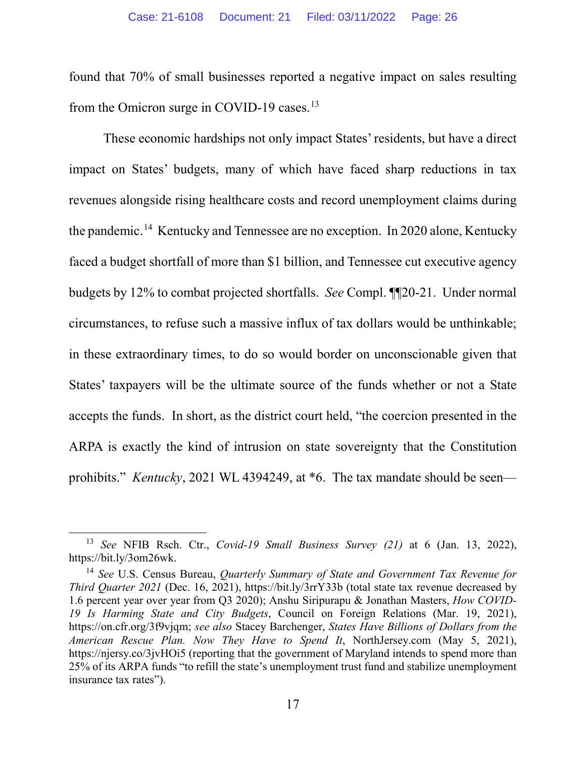found that 70% of small businesses reported a negative impact on sales resulting from the Omicron surge in COVID-19 cases.[13]

These economic hardships not only impact States' residents, but have a direct impact on States' budgets, many of which have faced sharp reductions in tax revenues alongside rising healthcare costs and record unemployment claims during the pandemic.[14] Kentucky and Tennessee are no exception. In 2020 alone, Kentucky faced a budget shortfall of more than $1 billion, and Tennessee cut executive agency budgets by 12% to combat projected shortfalls. *See* Compl. ¶¶20-21. Under normal circumstances, to refuse such a massive influx of tax dollars would be unthinkable; in these extraordinary times, to do so would border on unconscionable given that States' taxpayers will be the ultimate source of the funds whether or not a State accepts the funds. In short, as the district court held, "the coercion presented in the ARPA is exactly the kind of intrusion on state sovereignty that the Constitution prohibits." *Kentucky*, 2021 WL 4394249, at *6. The tax mandate should be seen—

---

[13] *See* NFIB Rsch. Ctr., *Covid-19 Small Business Survey (21)* at 6 (Jan. 13, 2022), https://bit.ly/3om26wk.

[14] *See* U.S. Census Bureau, *Quarterly Summary of State and Government Tax Revenue for Third Quarter 2021* (Dec. 16, 2021), https://bit.ly/3rrY33b (total state tax revenue decreased by 1.6 percent year over year from Q3 2020); Anshu Siripurapu & Jonathan Masters, *How COVID-19 Is Harming State and City Budgets*, Council on Foreign Relations (Mar. 19, 2021), https://on.cfr.org/3f9vjqm; *see also* Stacey Barchenger, *States Have Billions of Dollars from the American Rescue Plan. Now They Have to Spend It*, NorthJersey.com (May 5, 2021), https://njersy.co/3jvHOi5 (reporting that the government of Maryland intends to spend more than 25% of its ARPA funds "to refill the state's unemployment trust fund and stabilize unemployment insurance tax rates").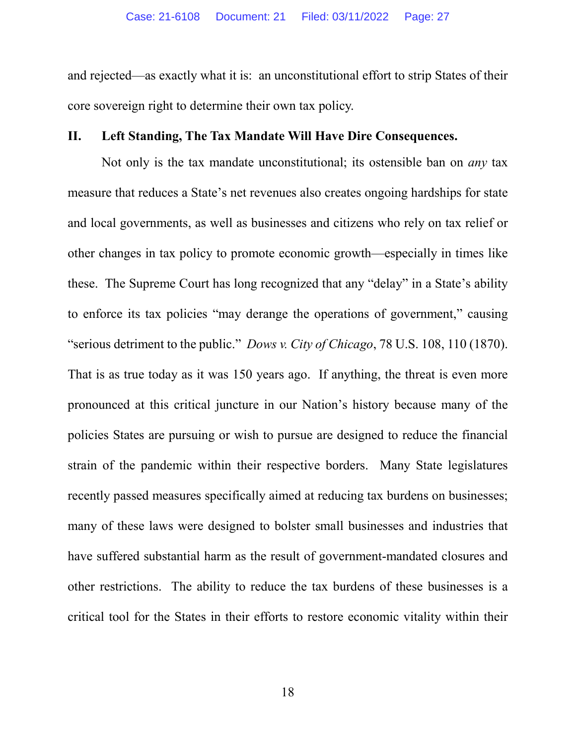and rejected—as exactly what it is: an unconstitutional effort to strip States of their core sovereign right to determine their own tax policy.

## II. Left Standing, The Tax Mandate Will Have Dire Consequences.

Not only is the tax mandate unconstitutional; its ostensible ban on *any* tax measure that reduces a State's net revenues also creates ongoing hardships for state and local governments, as well as businesses and citizens who rely on tax relief or other changes in tax policy to promote economic growth—especially in times like these. The Supreme Court has long recognized that any "delay" in a State's ability to enforce its tax policies "may derange the operations of government," causing "serious detriment to the public." *Dows v. City of Chicago*, 78 U.S. 108, 110 (1870). That is as true today as it was 150 years ago. If anything, the threat is even more pronounced at this critical juncture in our Nation's history because many of the policies States are pursuing or wish to pursue are designed to reduce the financial strain of the pandemic within their respective borders. Many State legislatures recently passed measures specifically aimed at reducing tax burdens on businesses; many of these laws were designed to bolster small businesses and industries that have suffered substantial harm as the result of government-mandated closures and other restrictions. The ability to reduce the tax burdens of these businesses is a critical tool for the States in their efforts to restore economic vitality within their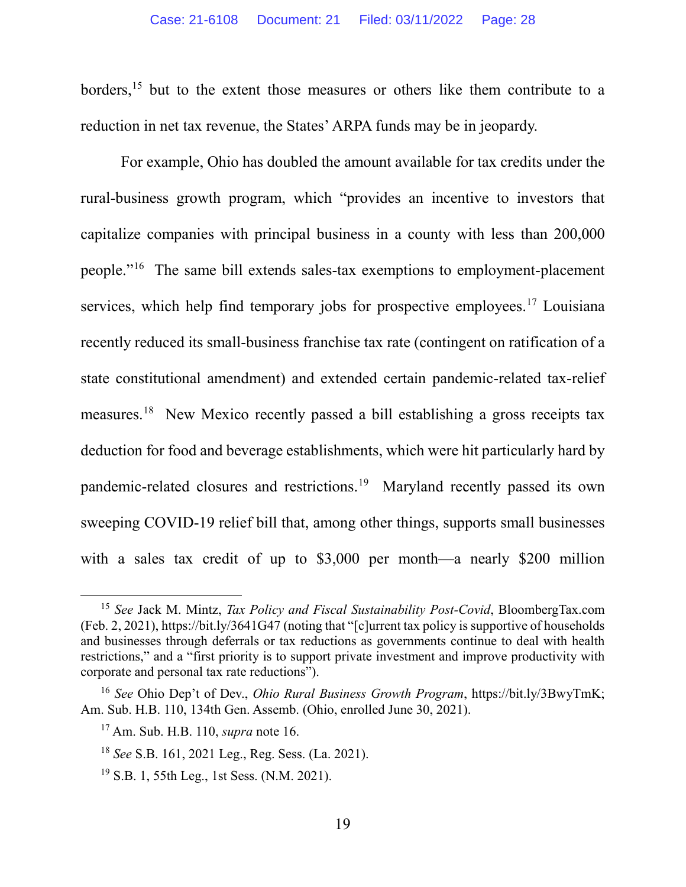borders,[15] but to the extent those measures or others like them contribute to a reduction in net tax revenue, the States' ARPA funds may be in jeopardy.

For example, Ohio has doubled the amount available for tax credits under the rural-business growth program, which "provides an incentive to investors that capitalize companies with principal business in a county with less than 200,000 people."[16] The same bill extends sales-tax exemptions to employment-placement services, which help find temporary jobs for prospective employees.[17] Louisiana recently reduced its small-business franchise tax rate (contingent on ratification of a state constitutional amendment) and extended certain pandemic-related tax-relief measures.[18] New Mexico recently passed a bill establishing a gross receipts tax deduction for food and beverage establishments, which were hit particularly hard by pandemic-related closures and restrictions.[19] Maryland recently passed its own sweeping COVID-19 relief bill that, among other things, supports small businesses with a sales tax credit of up to $3,000 per month—a nearly $200 million

---

[15] *See* Jack M. Mintz, *Tax Policy and Fiscal Sustainability Post-Covid*, BloombergTax.com (Feb. 2, 2021), https://bit.ly/3641G47 (noting that "[c]urrent tax policy is supportive of households and businesses through deferrals or tax reductions as governments continue to deal with health restrictions," and a "first priority is to support private investment and improve productivity with corporate and personal tax rate reductions").

[16] *See* Ohio Dep't of Dev., *Ohio Rural Business Growth Program*, https://bit.ly/3BwyTmK; Am. Sub. H.B. 110, 134th Gen. Assemb. (Ohio, enrolled June 30, 2021).

[17] Am. Sub. H.B. 110, *supra* note 16.

[18] *See* S.B. 161, 2021 Leg., Reg. Sess. (La. 2021).

[19] S.B. 1, 55th Leg., 1st Sess. (N.M. 2021).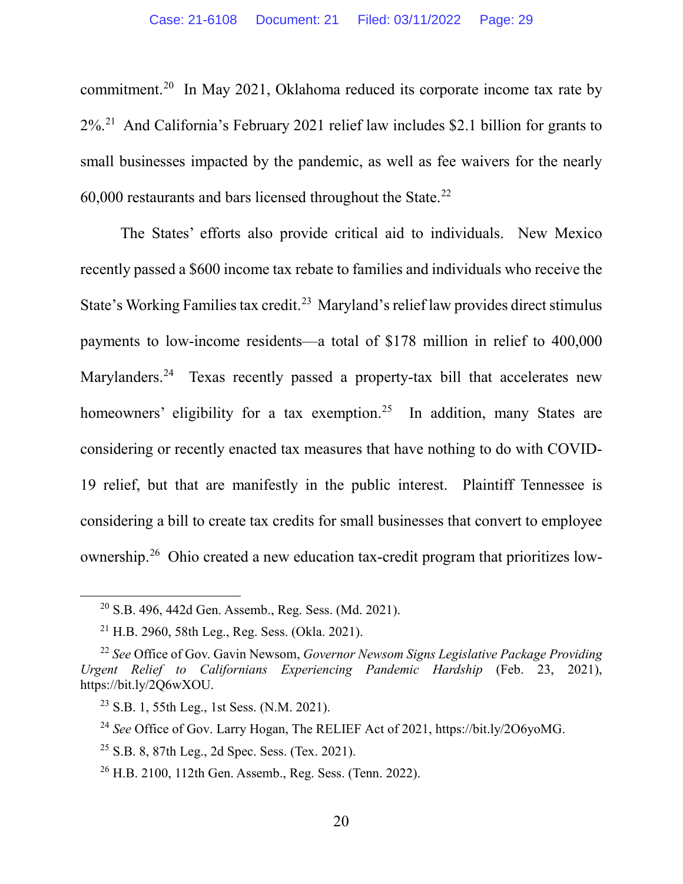commitment.[20] In May 2021, Oklahoma reduced its corporate income tax rate by 2%.[21] And California's February 2021 relief law includes $2.1 billion for grants to small businesses impacted by the pandemic, as well as fee waivers for the nearly 60,000 restaurants and bars licensed throughout the State.[22]

The States' efforts also provide critical aid to individuals. New Mexico recently passed a $600 income tax rebate to families and individuals who receive the State's Working Families tax credit.[23] Maryland's relief law provides direct stimulus payments to low-income residents—a total of $178 million in relief to 400,000 Marylanders.[24] Texas recently passed a property-tax bill that accelerates new homeowners' eligibility for a tax exemption.[25] In addition, many States are considering or recently enacted tax measures that have nothing to do with COVID-19 relief, but that are manifestly in the public interest. Plaintiff Tennessee is considering a bill to create tax credits for small businesses that convert to employee ownership.[26] Ohio created a new education tax-credit program that prioritizes low-

---

[20] S.B. 496, 442d Gen. Assemb., Reg. Sess. (Md. 2021).

[21] H.B. 2960, 58th Leg., Reg. Sess. (Okla. 2021).

[22] *See* Office of Gov. Gavin Newsom, *Governor Newsom Signs Legislative Package Providing Urgent Relief to Californians Experiencing Pandemic Hardship* (Feb. 23, 2021), https://bit.ly/2Q6wXOU.

[23] S.B. 1, 55th Leg., 1st Sess. (N.M. 2021).

[24] *See* Office of Gov. Larry Hogan, The RELIEF Act of 2021, https://bit.ly/2O6yoMG.

[25] S.B. 8, 87th Leg., 2d Spec. Sess. (Tex. 2021).

[26] H.B. 2100, 112th Gen. Assemb., Reg. Sess. (Tenn. 2022).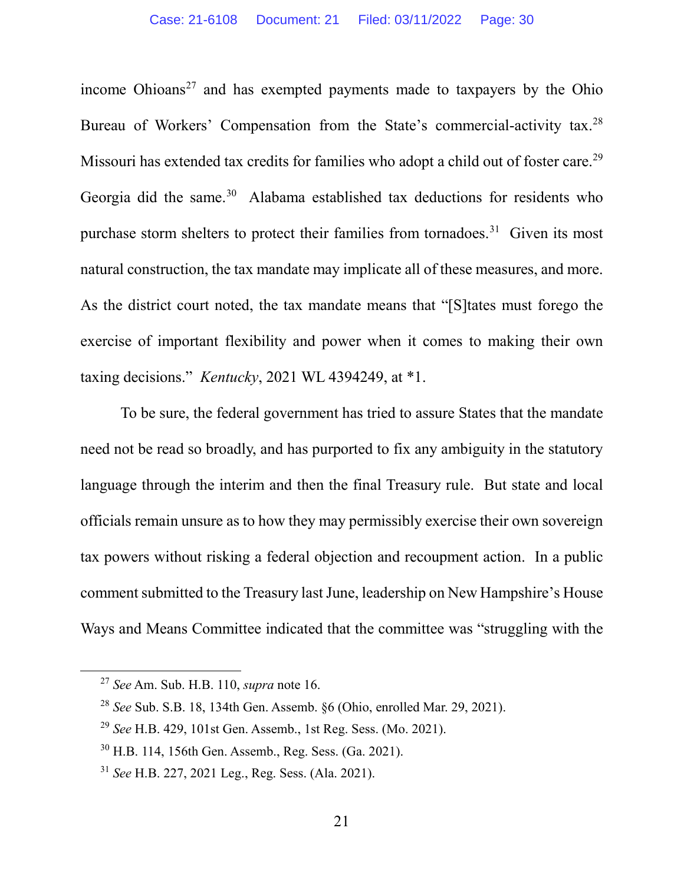income Ohioans[27] and has exempted payments made to taxpayers by the Ohio Bureau of Workers' Compensation from the State's commercial-activity tax.[28] Missouri has extended tax credits for families who adopt a child out of foster care.[29] Georgia did the same.[30] Alabama established tax deductions for residents who purchase storm shelters to protect their families from tornadoes.[31] Given its most natural construction, the tax mandate may implicate all of these measures, and more. As the district court noted, the tax mandate means that "[S]tates must forego the exercise of important flexibility and power when it comes to making their own taxing decisions." *Kentucky*, 2021 WL 4394249, at *1.

To be sure, the federal government has tried to assure States that the mandate need not be read so broadly, and has purported to fix any ambiguity in the statutory language through the interim and then the final Treasury rule. But state and local officials remain unsure as to how they may permissibly exercise their own sovereign tax powers without risking a federal objection and recoupment action. In a public comment submitted to the Treasury last June, leadership on New Hampshire's House Ways and Means Committee indicated that the committee was "struggling with the

---

[27] *See* Am. Sub. H.B. 110, *supra* note 16.

[28] *See* Sub. S.B. 18, 134th Gen. Assemb. §6 (Ohio, enrolled Mar. 29, 2021).

[29] *See* H.B. 429, 101st Gen. Assemb., 1st Reg. Sess. (Mo. 2021).

[30] H.B. 114, 156th Gen. Assemb., Reg. Sess. (Ga. 2021).

[31] *See* H.B. 227, 2021 Leg., Reg. Sess. (Ala. 2021).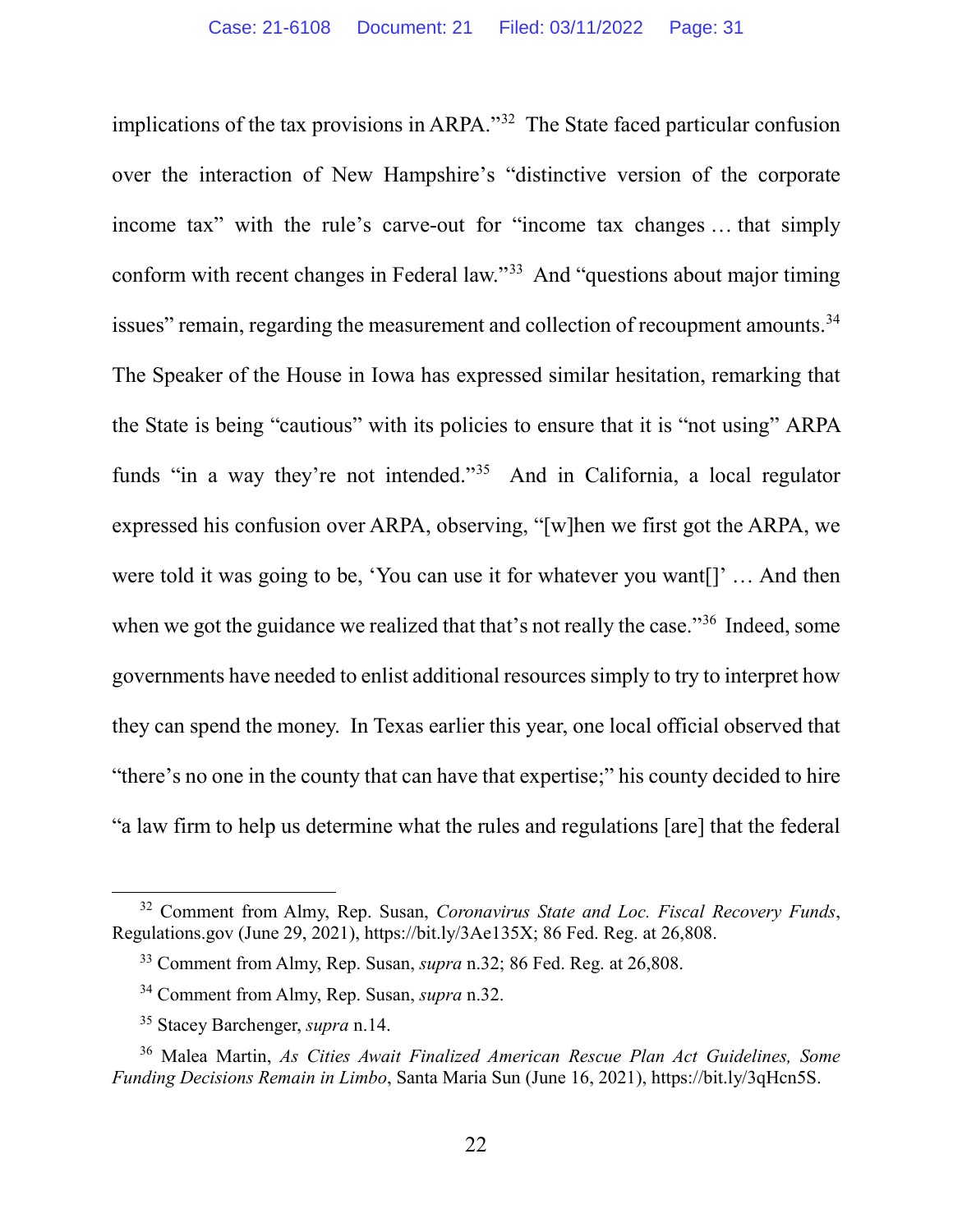implications of the tax provisions in ARPA."[32] The State faced particular confusion over the interaction of New Hampshire's "distinctive version of the corporate income tax" with the rule's carve-out for "income tax changes … that simply conform with recent changes in Federal law."[33] And "questions about major timing issues" remain, regarding the measurement and collection of recoupment amounts.[34] The Speaker of the House in Iowa has expressed similar hesitation, remarking that the State is being "cautious" with its policies to ensure that it is "not using" ARPA funds "in a way they're not intended."[35] And in California, a local regulator expressed his confusion over ARPA, observing, "[w]hen we first got the ARPA, we were told it was going to be, 'You can use it for whatever you want[]' … And then when we got the guidance we realized that that's not really the case."[36] Indeed, some governments have needed to enlist additional resources simply to try to interpret how they can spend the money. In Texas earlier this year, one local official observed that "there's no one in the county that can have that expertise;" his county decided to hire "a law firm to help us determine what the rules and regulations [are] that the federal

---

[32] Comment from Almy, Rep. Susan, *Coronavirus State and Loc. Fiscal Recovery Funds*, Regulations.gov (June 29, 2021), https://bit.ly/3Ae135X; 86 Fed. Reg. at 26,808.

[33] Comment from Almy, Rep. Susan, *supra* n.32; 86 Fed. Reg. at 26,808.

[34] Comment from Almy, Rep. Susan, *supra* n.32.

[35] Stacey Barchenger, *supra* n.14.

[36] Malea Martin, *As Cities Await Finalized American Rescue Plan Act Guidelines, Some Funding Decisions Remain in Limbo*, Santa Maria Sun (June 16, 2021), https://bit.ly/3qHcn5S.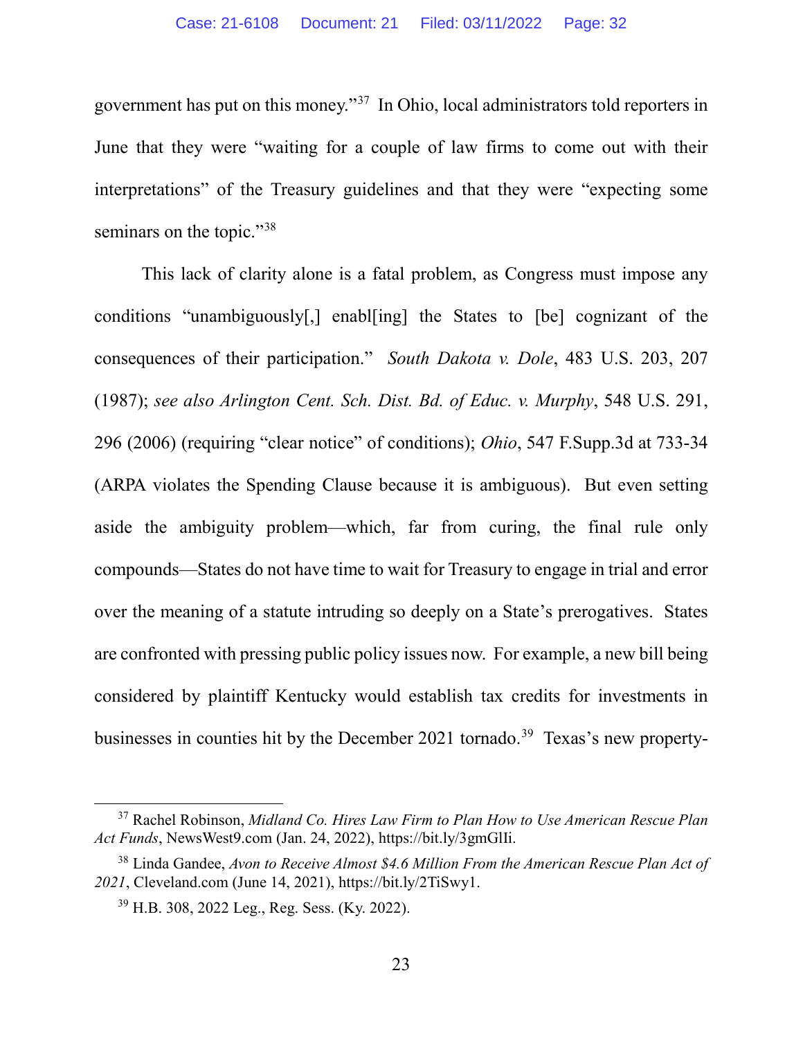government has put on this money."[37] In Ohio, local administrators told reporters in June that they were "waiting for a couple of law firms to come out with their interpretations" of the Treasury guidelines and that they were "expecting some seminars on the topic."[38]

This lack of clarity alone is a fatal problem, as Congress must impose any conditions "unambiguously[,] enabl[ing] the States to [be] cognizant of the consequences of their participation." *South Dakota v. Dole*, 483 U.S. 203, 207 (1987); *see also Arlington Cent. Sch. Dist. Bd. of Educ. v. Murphy*, 548 U.S. 291, 296 (2006) (requiring "clear notice" of conditions); *Ohio*, 547 F.Supp.3d at 733-34 (ARPA violates the Spending Clause because it is ambiguous). But even setting aside the ambiguity problem—which, far from curing, the final rule only compounds—States do not have time to wait for Treasury to engage in trial and error over the meaning of a statute intruding so deeply on a State's prerogatives. States are confronted with pressing public policy issues now. For example, a new bill being considered by plaintiff Kentucky would establish tax credits for investments in businesses in counties hit by the December 2021 tornado.[39] Texas's new property-

---

[37] Rachel Robinson, *Midland Co. Hires Law Firm to Plan How to Use American Rescue Plan Act Funds*, NewsWest9.com (Jan. 24, 2022), https://bit.ly/3gmGlIi.

[38] Linda Gandee, *Avon to Receive Almost $4.6 Million From the American Rescue Plan Act of 2021*, Cleveland.com (June 14, 2021), https://bit.ly/2TiSwy1.

[39] H.B. 308, 2022 Leg., Reg. Sess. (Ky. 2022).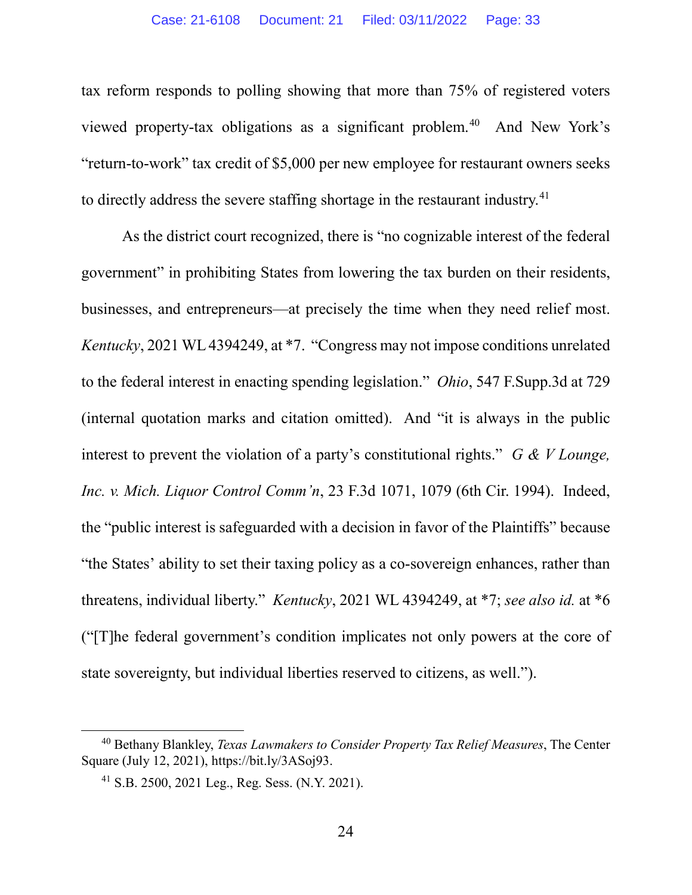tax reform responds to polling showing that more than 75% of registered voters viewed property-tax obligations as a significant problem.[40] And New York's "return-to-work" tax credit of $5,000 per new employee for restaurant owners seeks to directly address the severe staffing shortage in the restaurant industry.[41]

As the district court recognized, there is "no cognizable interest of the federal government" in prohibiting States from lowering the tax burden on their residents, businesses, and entrepreneurs—at precisely the time when they need relief most. *Kentucky*, 2021 WL 4394249, at *7. "Congress may not impose conditions unrelated to the federal interest in enacting spending legislation." *Ohio*, 547 F.Supp.3d at 729 (internal quotation marks and citation omitted). And "it is always in the public interest to prevent the violation of a party's constitutional rights." *G & V Lounge, Inc. v. Mich. Liquor Control Comm'n*, 23 F.3d 1071, 1079 (6th Cir. 1994). Indeed, the "public interest is safeguarded with a decision in favor of the Plaintiffs" because "the States' ability to set their taxing policy as a co-sovereign enhances, rather than threatens, individual liberty." *Kentucky*, 2021 WL 4394249, at *7; *see also id.* at *6 ("[T]he federal government's condition implicates not only powers at the core of state sovereignty, but individual liberties reserved to citizens, as well.").

---

[40] Bethany Blankley, *Texas Lawmakers to Consider Property Tax Relief Measures*, The Center Square (July 12, 2021), https://bit.ly/3ASoj93.

[41] S.B. 2500, 2021 Leg., Reg. Sess. (N.Y. 2021).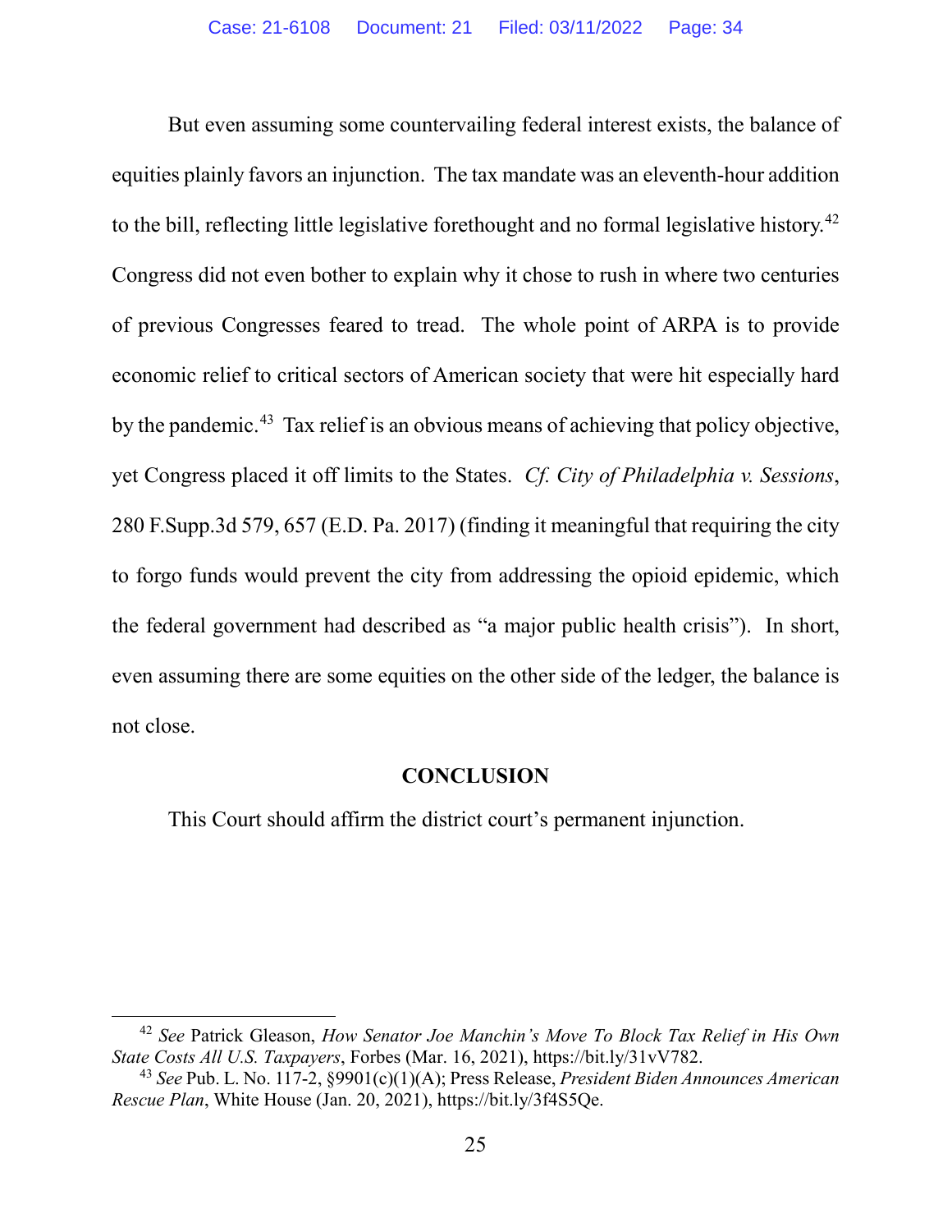But even assuming some countervailing federal interest exists, the balance of equities plainly favors an injunction. The tax mandate was an eleventh-hour addition to the bill, reflecting little legislative forethought and no formal legislative history.[42] Congress did not even bother to explain why it chose to rush in where two centuries of previous Congresses feared to tread. The whole point of ARPA is to provide economic relief to critical sectors of American society that were hit especially hard by the pandemic.[43] Tax relief is an obvious means of achieving that policy objective, yet Congress placed it off limits to the States. *Cf. City of Philadelphia v. Sessions*, 280 F.Supp.3d 579, 657 (E.D. Pa. 2017) (finding it meaningful that requiring the city to forgo funds would prevent the city from addressing the opioid epidemic, which the federal government had described as "a major public health crisis"). In short, even assuming there are some equities on the other side of the ledger, the balance is not close.

## CONCLUSION

This Court should affirm the district court's permanent injunction.

---

[42] *See* Patrick Gleason, *How Senator Joe Manchin's Move To Block Tax Relief in His Own State Costs All U.S. Taxpayers*, Forbes (Mar. 16, 2021), https://bit.ly/31vV782.

[43] *See* Pub. L. No. 117-2, §9901(c)(1)(A); Press Release, *President Biden Announces American Rescue Plan*, White House (Jan. 20, 2021), https://bit.ly/3f4S5Qe.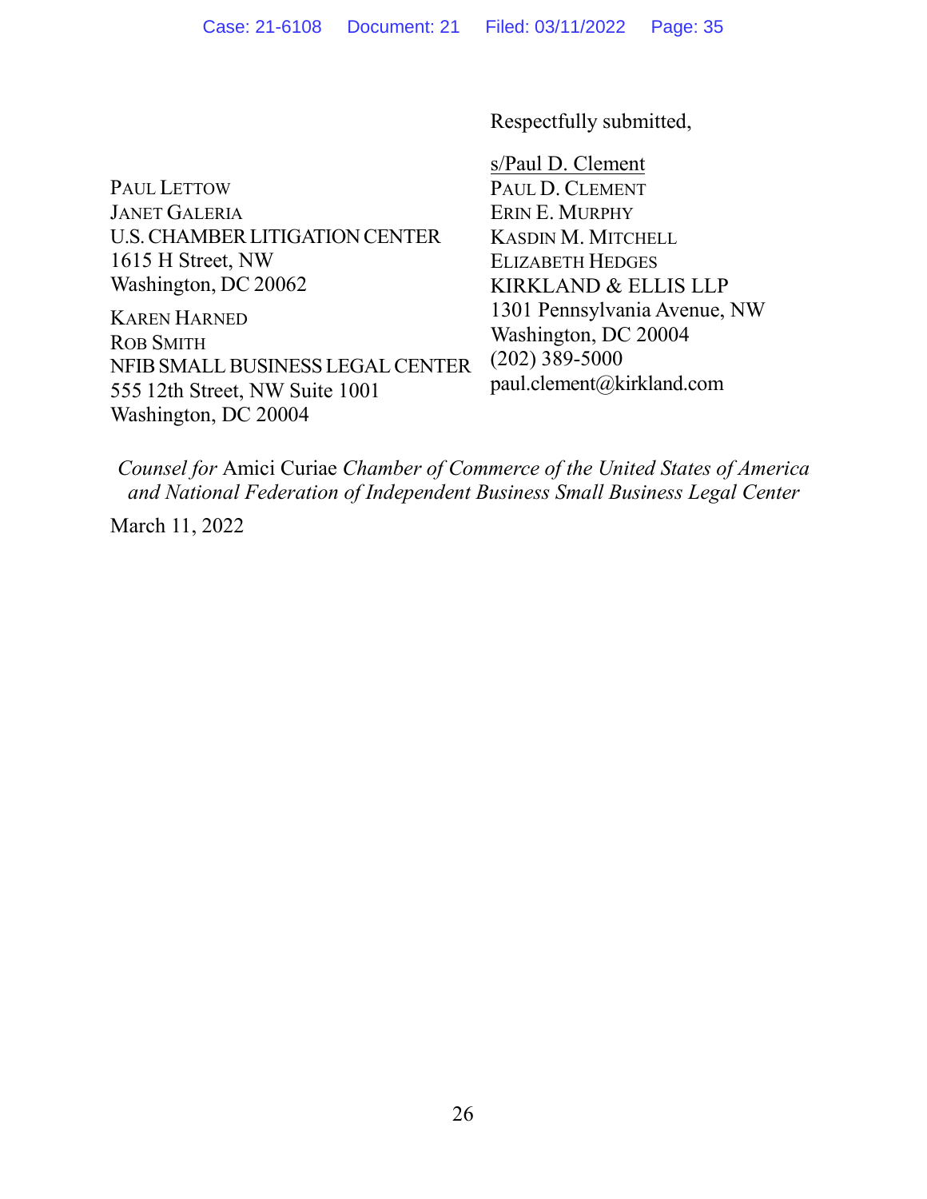Respectfully submitted,

s/Paul D. Clement
PAUL D. CLEMENT
ERIN E. MURPHY
KASDIN M. MITCHELL
ELIZABETH HEDGES
KIRKLAND & ELLIS LLP
1301 Pennsylvania Avenue, NW
Washington, DC 20004
(202) 389-5000
paul.clement@kirkland.com

PAUL LETTOW
JANET GALERIA
U.S. CHAMBER LITIGATION CENTER
1615 H Street, NW
Washington, DC 20062

KAREN HARNED
ROB SMITH
NFIB SMALL BUSINESS LEGAL CENTER
555 12th Street, NW Suite 1001
Washington, DC 20004

*Counsel for* Amici Curiae *Chamber of Commerce of the United States of America and National Federation of Independent Business Small Business Legal Center*

March 11, 2022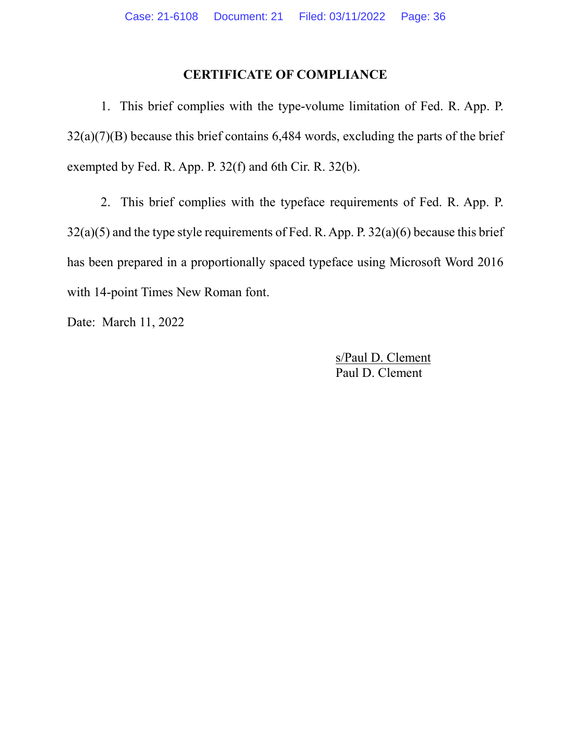# CERTIFICATE OF COMPLIANCE

1. This brief complies with the type-volume limitation of Fed. R. App. P. 32(a)(7)(B) because this brief contains 6,484 words, excluding the parts of the brief exempted by Fed. R. App. P. 32(f) and 6th Cir. R. 32(b).

2. This brief complies with the typeface requirements of Fed. R. App. P. 32(a)(5) and the type style requirements of Fed. R. App. P. 32(a)(6) because this brief has been prepared in a proportionally spaced typeface using Microsoft Word 2016 with 14-point Times New Roman font.

Date: March 11, 2022

s/Paul D. Clement
Paul D. Clement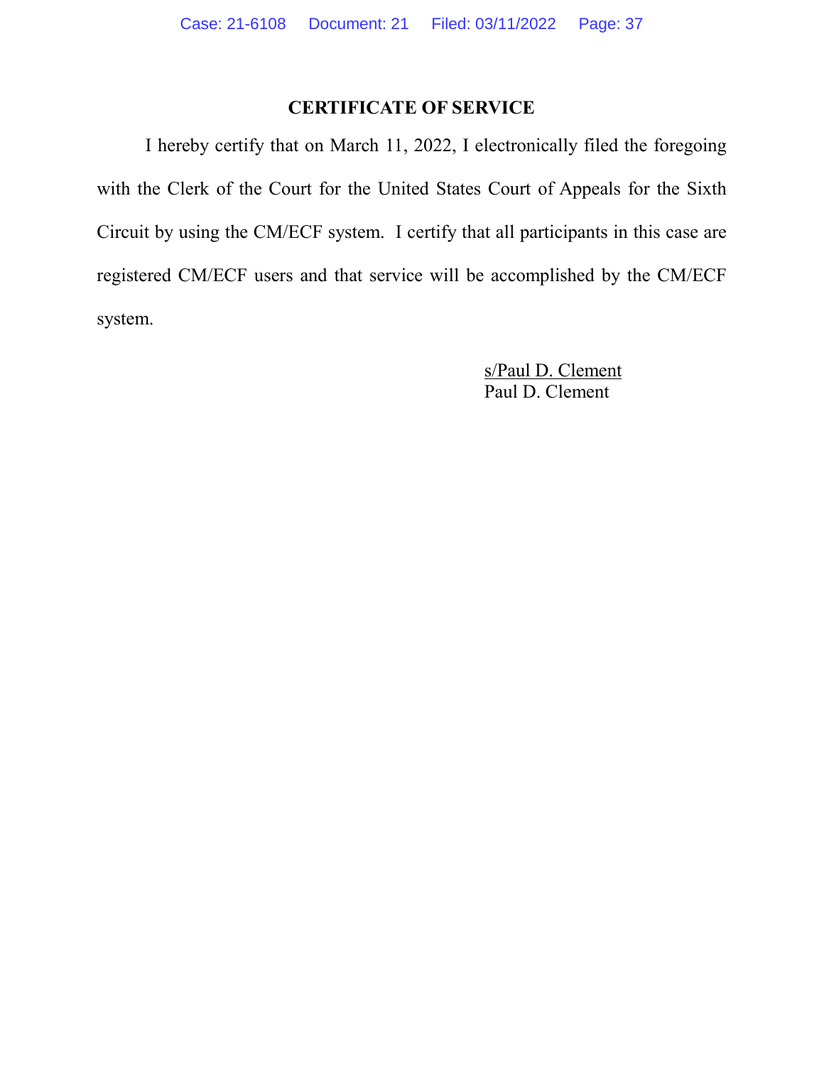## CERTIFICATE OF SERVICE

I hereby certify that on March 11, 2022, I electronically filed the foregoing with the Clerk of the Court for the United States Court of Appeals for the Sixth Circuit by using the CM/ECF system. I certify that all participants in this case are registered CM/ECF users and that service will be accomplished by the CM/ECF system.

s/Paul D. Clement
Paul D. Clement